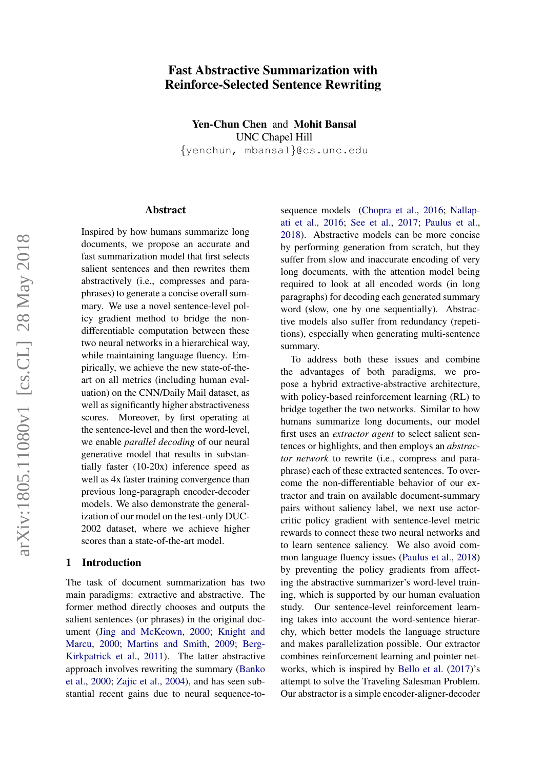# Fast Abstractive Summarization with Reinforce-Selected Sentence Rewriting

**Yen-Chun Chen** and **Mohit Bansal**
UNC Chapel Hill
{yenchun, mbansal}@cs.unc.edu

## Abstract

Inspired by how humans summarize long documents, we propose an accurate and fast summarization model that first selects salient sentences and then rewrites them abstractively (i.e., compresses and paraphrases) to generate a concise overall summary. We use a novel sentence-level policy gradient method to bridge the non-differentiable computation between these two neural networks in a hierarchical way, while maintaining language fluency. Empirically, we achieve the new state-of-the-art on all metrics (including human evaluation) on the CNN/Daily Mail dataset, as well as significantly higher abstractiveness scores. Moreover, by first operating at the sentence-level and then the word-level, we enable *parallel decoding* of our neural generative model that results in substantially faster (10-20x) inference speed as well as 4x faster training convergence than previous long-paragraph encoder-decoder models. We also demonstrate the generalization of our model on the test-only DUC-2002 dataset, where we achieve higher scores than a state-of-the-art model.

## 1 Introduction

The task of document summarization has two main paradigms: extractive and abstractive. The former method directly chooses and outputs the salient sentences (or phrases) in the original document (Jing and McKeown, 2000; Knight and Marcu, 2000; Martins and Smith, 2009; Berg-Kirkpatrick et al., 2011). The latter abstractive approach involves rewriting the summary (Banko et al., 2000; Zajic et al., 2004), and has seen substantial recent gains due to neural sequence-to-sequence models (Chopra et al., 2016; Nallapati et al., 2016; See et al., 2017; Paulus et al., 2018). Abstractive models can be more concise by performing generation from scratch, but they suffer from slow and inaccurate encoding of very long documents, with the attention model being required to look at all encoded words (in long paragraphs) for decoding each generated summary word (slow, one by one sequentially). Abstractive models also suffer from redundancy (repetitions), especially when generating multi-sentence summary.

To address both these issues and combine the advantages of both paradigms, we propose a hybrid extractive-abstractive architecture, with policy-based reinforcement learning (RL) to bridge together the two networks. Similar to how humans summarize long documents, our model first uses an *extractor agent* to select salient sentences or highlights, and then employs an *abstractor network* to rewrite (i.e., compress and paraphrase) each of these extracted sentences. To overcome the non-differentiable behavior of our extractor and train on available document-summary pairs without saliency label, we next use actor-critic policy gradient with sentence-level metric rewards to connect these two neural networks and to learn sentence saliency. We also avoid common language fluency issues (Paulus et al., 2018) by preventing the policy gradients from affecting the abstractive summarizer's word-level training, which is supported by our human evaluation study. Our sentence-level reinforcement learning takes into account the word-sentence hierarchy, which better models the language structure and makes parallelization possible. Our extractor combines reinforcement learning and pointer networks, which is inspired by Bello et al. (2017)'s attempt to solve the Traveling Salesman Problem. Our abstractor is a simple encoder-aligner-decoder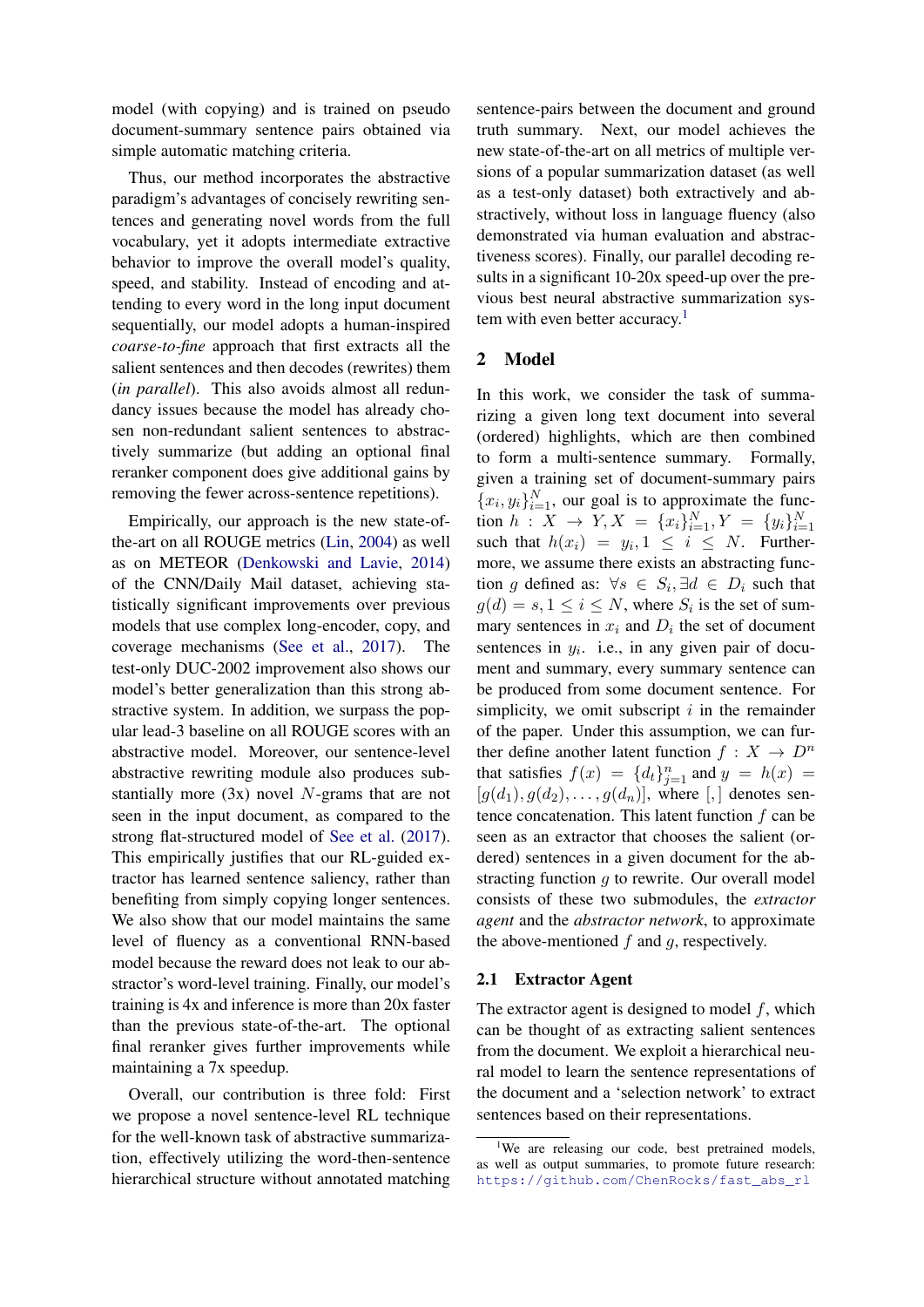model (with copying) and is trained on pseudo document-summary sentence pairs obtained via simple automatic matching criteria.

Thus, our method incorporates the abstractive paradigm's advantages of concisely rewriting sentences and generating novel words from the full vocabulary, yet it adopts intermediate extractive behavior to improve the overall model's quality, speed, and stability. Instead of encoding and attending to every word in the long input document sequentially, our model adopts a human-inspired *coarse-to-fine* approach that first extracts all the salient sentences and then decodes (rewrites) them (*in parallel*). This also avoids almost all redundancy issues because the model has already chosen non-redundant salient sentences to abstractively summarize (but adding an optional final reranker component does give additional gains by removing the fewer across-sentence repetitions).

Empirically, our approach is the new state-of-the-art on all ROUGE metrics (Lin, 2004) as well as on METEOR (Denkowski and Lavie, 2014) of the CNN/Daily Mail dataset, achieving statistically significant improvements over previous models that use complex long-encoder, copy, and coverage mechanisms (See et al., 2017). The test-only DUC-2002 improvement also shows our model's better generalization than this strong abstractive system. In addition, we surpass the popular lead-3 baseline on all ROUGE scores with an abstractive model. Moreover, our sentence-level abstractive rewriting module also produces substantially more (3x) novel $N$-grams that are not seen in the input document, as compared to the strong flat-structured model of See et al. (2017). This empirically justifies that our RL-guided extractor has learned sentence saliency, rather than benefiting from simply copying longer sentences. We also show that our model maintains the same level of fluency as a conventional RNN-based model because the reward does not leak to our abstractor's word-level training. Finally, our model's training is 4x and inference is more than 20x faster than the previous state-of-the-art. The optional final reranker gives further improvements while maintaining a 7x speedup.

Overall, our contribution is three fold: First we propose a novel sentence-level RL technique for the well-known task of abstractive summarization, effectively utilizing the word-then-sentence hierarchical structure without annotated matching sentence-pairs between the document and ground truth summary. Next, our model achieves the new state-of-the-art on all metrics of multiple versions of a popular summarization dataset (as well as a test-only dataset) both extractively and abstractively, without loss in language fluency (also demonstrated via human evaluation and abstractiveness scores). Finally, our parallel decoding results in a significant 10-20x speed-up over the previous best neural abstractive summarization system with even better accuracy.[1]

## 2 Model

In this work, we consider the task of summarizing a given long text document into several (ordered) highlights, which are then combined to form a multi-sentence summary. Formally, given a training set of document-summary pairs $\{x_i, y_i\}_{i=1}^N$, our goal is to approximate the function $h : X \rightarrow Y, X = \{x_i\}_{i=1}^N, Y = \{y_i\}_{i=1}^N$ such that $h(x_i) = y_i, 1 \leq i \leq N$. Furthermore, we assume there exists an abstracting function $g$ defined as: $\forall s \in S_i, \exists d \in D_i$ such that $g(d) = s, 1 \leq i \leq N$, where $S_i$ is the set of summary sentences in $x_i$ and $D_i$ the set of document sentences in $y_i$. i.e., in any given pair of document and summary, every summary sentence can be produced from some document sentence. For simplicity, we omit subscript $i$ in the remainder of the paper. Under this assumption, we can further define another latent function $f : X \rightarrow D^n$ that satisfies $f(x) = \{d_t\}_{j=1}^n$ and $y = h(x) = [g(d_1), g(d_2), \ldots, g(d_n)]$, where $[,]$ denotes sentence concatenation. This latent function $f$ can be seen as an extractor that chooses the salient (ordered) sentences in a given document for the abstracting function $g$ to rewrite. Our overall model consists of these two submodules, the *extractor agent* and the *abstractor network*, to approximate the above-mentioned $f$ and $g$, respectively.

### 2.1 Extractor Agent

The extractor agent is designed to model $f$, which can be thought of as extracting salient sentences from the document. We exploit a hierarchical neural model to learn the sentence representations of the document and a 'selection network' to extract sentences based on their representations.

[1] We are releasing our code, best pretrained models, as well as output summaries, to promote future research: https://github.com/ChenRocks/fast_abs_rl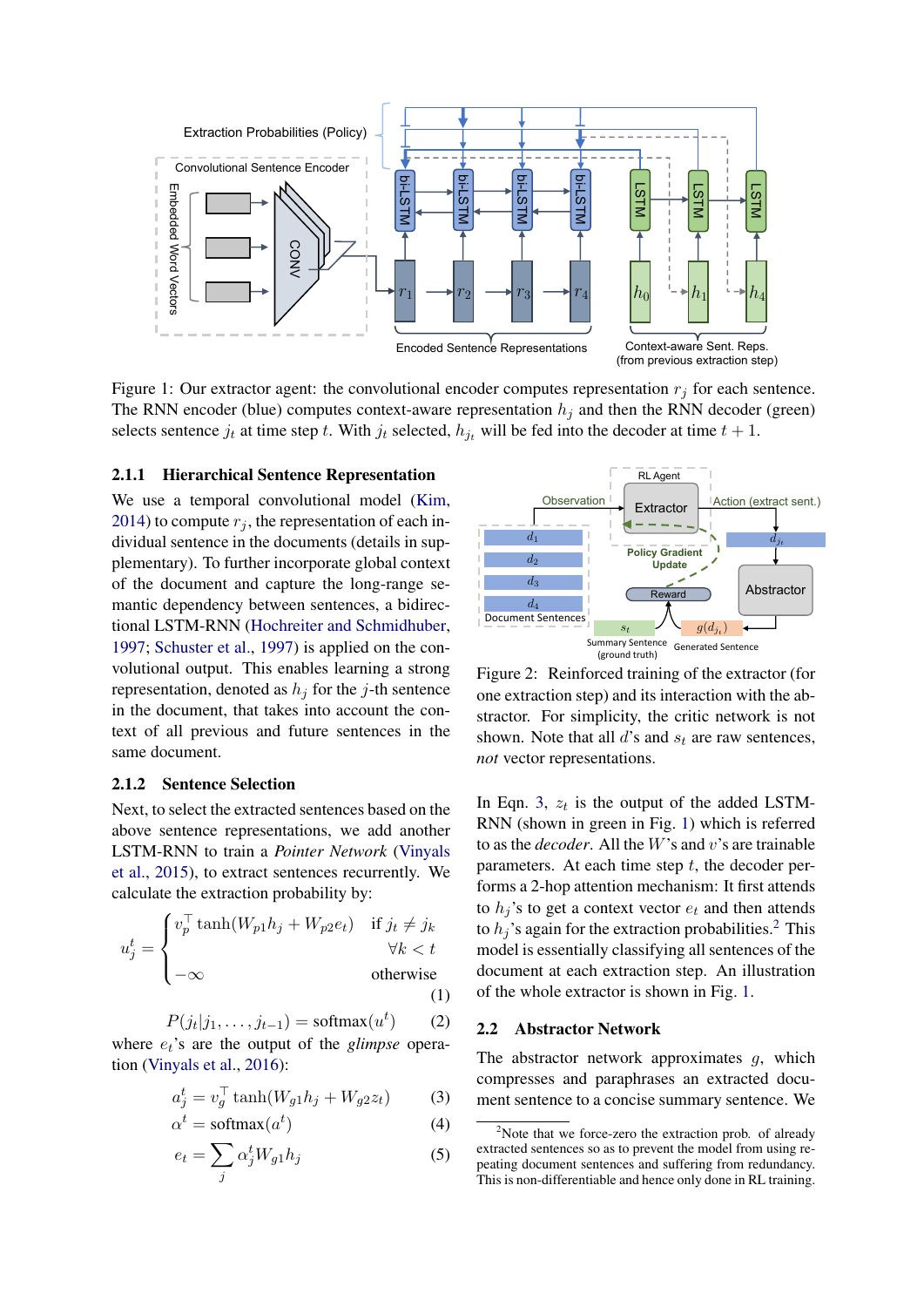Figure 1: Our extractor agent: the convolutional encoder computes representation $r_j$ for each sentence. The RNN encoder (blue) computes context-aware representation $h_j$ and then the RNN decoder (green) selects sentence $j_t$ at time step $t$. With $j_t$ selected, $h_{j_t}$ will be fed into the decoder at time $t+1$.

#### 2.1.1 Hierarchical Sentence Representation

We use a temporal convolutional model (Kim, 2014) to compute $r_j$, the representation of each individual sentence in the documents (details in supplementary). To further incorporate global context of the document and capture the long-range semantic dependency between sentences, a bidirectional LSTM-RNN (Hochreiter and Schmidhuber, 1997; Schuster et al., 1997) is applied on the convolutional output. This enables learning a strong representation, denoted as $h_j$ for the $j$-th sentence in the document, that takes into account the context of all previous and future sentences in the same document.

#### 2.1.2 Sentence Selection

Next, to select the extracted sentences based on the above sentence representations, we add another LSTM-RNN to train a *Pointer Network* (Vinyals et al., 2015), to extract sentences recurrently. We calculate the extraction probability by:

$$u_j^t = \begin{cases} v_p^\top \tanh(W_{p1}h_j + W_{p2}e_t) & \text{if } j_t \neq j_k \\ & \forall k < t \\ -\infty & \text{otherwise} \end{cases} \tag{1}$$

$$P(j_t | j_1, \ldots, j_{t-1}) = \text{softmax}(u^t) \tag{2}$$

where $e_t$'s are the output of the *glimpse* operation (Vinyals et al., 2016):

$$a_j^t = v_g^\top \tanh(W_{g1}h_j + W_{g2}z_t) \tag{3}$$

$$\alpha^t = \text{softmax}(a^t) \tag{4}$$

$$e_t = \sum_j \alpha_j^t W_{g1} h_j \tag{5}$$

Figure 2: Reinforced training of the extractor (for one extraction step) and its interaction with the abstractor. For simplicity, the critic network is not shown. Note that all $d$'s and $s_t$ are raw sentences, *not* vector representations.

In Eqn. 3, $z_t$ is the output of the added LSTM-RNN (shown in green in Fig. 1) which is referred to as the *decoder*. All the $W$'s and $v$'s are trainable parameters. At each time step $t$, the decoder performs a 2-hop attention mechanism: It first attends to $h_j$'s to get a context vector $e_t$ and then attends to $h_j$'s again for the extraction probabilities.[2] This model is essentially classifying all sentences of the document at each extraction step. An illustration of the whole extractor is shown in Fig. 1.

### 2.2 Abstractor Network

The abstractor network approximates $g$, which compresses and paraphrases an extracted document sentence to a concise summary sentence. We

[2] Note that we force-zero the extraction prob. of already extracted sentences so as to prevent the model from using repeating document sentences and suffering from redundancy. This is non-differentiable and hence only done in RL training.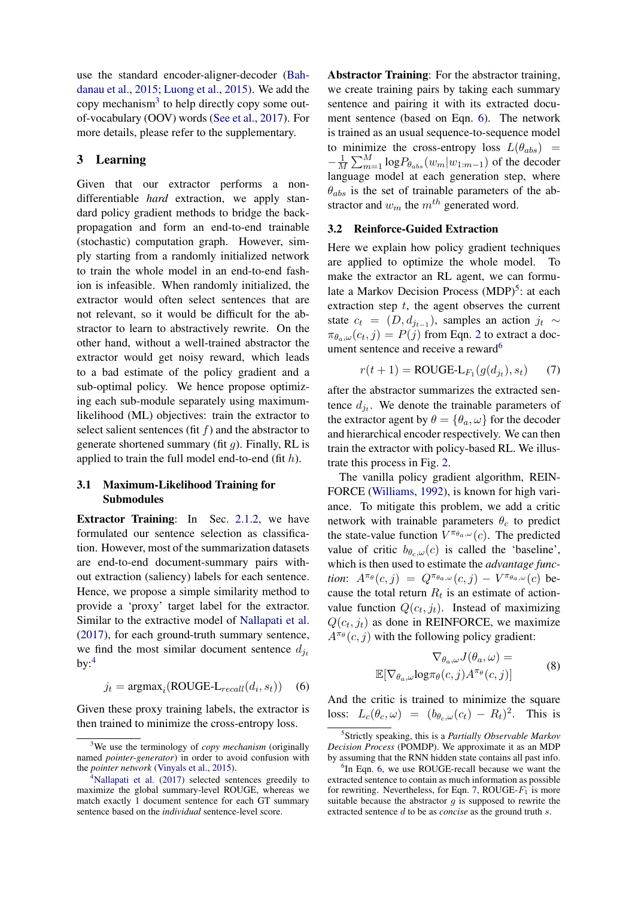use the standard encoder-aligner-decoder (Bahdanau et al., 2015; Luong et al., 2015). We add the copy mechanism[3] to help directly copy some out-of-vocabulary (OOV) words (See et al., 2017). For more details, please refer to the supplementary.

## 3 Learning

Given that our extractor performs a non-differentiable *hard* extraction, we apply standard policy gradient methods to bridge the back-propagation and form an end-to-end trainable (stochastic) computation graph. However, simply starting from a randomly initialized network to train the whole model in an end-to-end fashion is infeasible. When randomly initialized, the extractor would often select sentences that are not relevant, so it would be difficult for the abstractor to learn to abstractively rewrite. On the other hand, without a well-trained abstractor the extractor would get noisy reward, which leads to a bad estimate of the policy gradient and a sub-optimal policy. We hence propose optimizing each sub-module separately using maximum-likelihood (ML) objectives: train the extractor to select salient sentences (fit $f$) and the abstractor to generate shortened summary (fit $g$). Finally, RL is applied to train the full model end-to-end (fit $h$).

### 3.1 Maximum-Likelihood Training for Submodules

**Extractor Training**: In Sec. 2.1.2, we have formulated our sentence selection as classification. However, most of the summarization datasets are end-to-end document-summary pairs without extraction (saliency) labels for each sentence. Hence, we propose a simple similarity method to provide a 'proxy' target label for the extractor. Similar to the extractive model of Nallapati et al. (2017), for each ground-truth summary sentence, we find the most similar document sentence $d_{j_t}$ by:[4]

$$j_t = \text{argmax}_i(\text{ROUGE-L}_{recall}(d_i, s_t)) \quad (6)$$

Given these proxy training labels, the extractor is then trained to minimize the cross-entropy loss.

**Abstractor Training**: For the abstractor training, we create training pairs by taking each summary sentence and pairing it with its extracted document sentence (based on Eqn. 6). The network is trained as an usual sequence-to-sequence model to minimize the cross-entropy loss $L(\theta_{abs}) = -\frac{1}{M}\sum_{m=1}^{M}\log P_{\theta_{abs}}(w_m|w_{1:m-1})$ of the decoder language model at each generation step, where $\theta_{abs}$ is the set of trainable parameters of the abstractor and $w_m$ the $m^{th}$ generated word.

### 3.2 Reinforce-Guided Extraction

Here we explain how policy gradient techniques are applied to optimize the whole model. To make the extractor an RL agent, we can formulate a Markov Decision Process (MDP)[5]: at each extraction step $t$, the agent observes the current state $c_t = (D, d_{j_{t-1}})$, samples an action $j_t \sim \pi_{\theta_a,\omega}(c_t, j) = P(j)$ from Eqn. 2 to extract a document sentence and receive a reward[6]

$$r(t+1) = \text{ROUGE-L}_{F_1}(g(d_{j_t}), s_t) \quad (7)$$

after the abstractor summarizes the extracted sentence $d_{j_t}$. We denote the trainable parameters of the extractor agent by $\theta = \{\theta_a, \omega\}$ for the decoder and hierarchical encoder respectively. We can then train the extractor with policy-based RL. We illustrate this process in Fig. 2.

The vanilla policy gradient algorithm, REINFORCE (Williams, 1992), is known for high variance. To mitigate this problem, we add a critic network with trainable parameters $\theta_c$ to predict the state-value function $V^{\pi_{\theta_a,\omega}}(c)$. The predicted value of critic $b_{\theta_c,\omega}(c)$ is called the 'baseline', which is then used to estimate the *advantage function*: $A^{\pi_\theta}(c, j) = Q^{\pi_{\theta_a,\omega}}(c, j) - V^{\pi_{\theta_a,\omega}}(c)$ because the total return $R_t$ is an estimate of action-value function $Q(c_t, j_t)$. Instead of maximizing $Q(c_t, j_t)$ as done in REINFORCE, we maximize $A^{\pi_\theta}(c, j)$ with the following policy gradient:

$$\begin{aligned}\nabla_{\theta_a,\omega}J(\theta_a, \omega) = \\ \mathbb{E}[\nabla_{\theta_a,\omega}\log\pi_\theta(c, j)A^{\pi_\theta}(c, j)]\end{aligned} \quad (8)$$

And the critic is trained to minimize the square loss: $L_c(\theta_c, \omega) = (b_{\theta_c,\omega}(c_t) - R_t)^2$. This is

[3] We use the terminology of *copy mechanism* (originally named *pointer-generator*) in order to avoid confusion with the *pointer network* (Vinyals et al., 2015).

[4] Nallapati et al. (2017) selected sentences greedily to maximize the global summary-level ROUGE, whereas we match exactly 1 document sentence for each GT summary sentence based on the *individual* sentence-level score.

[5] Strictly speaking, this is a *Partially Observable Markov Decision Process* (POMDP). We approximate it as an MDP by assuming that the RNN hidden state contains all past info.

[6] In Eqn. 6, we use ROUGE-recall because we want the extracted sentence to contain as much information as possible for rewriting. Nevertheless, for Eqn. 7, ROUGE-$F_1$ is more suitable because the abstractor $g$ is supposed to rewrite the extracted sentence $d$ to be as *concise* as the ground truth $s$.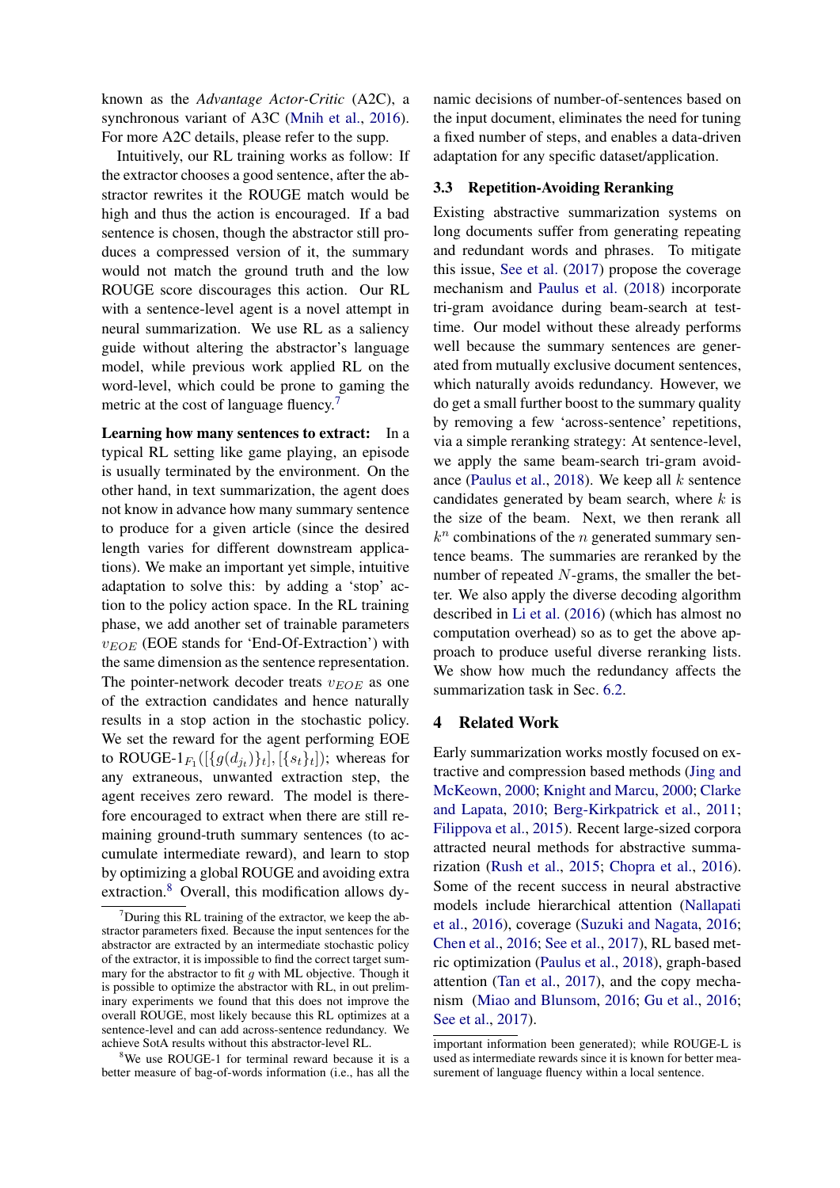known as the *Advantage Actor-Critic* (A2C), a synchronous variant of A3C (Mnih et al., 2016). For more A2C details, please refer to the supp.

Intuitively, our RL training works as follow: If the extractor chooses a good sentence, after the abstractor rewrites it the ROUGE match would be high and thus the action is encouraged. If a bad sentence is chosen, though the abstractor still produces a compressed version of it, the summary would not match the ground truth and the low ROUGE score discourages this action. Our RL with a sentence-level agent is a novel attempt in neural summarization. We use RL as a saliency guide without altering the abstractor's language model, while previous work applied RL on the word-level, which could be prone to gaming the metric at the cost of language fluency.[7]

**Learning how many sentences to extract:** In a typical RL setting like game playing, an episode is usually terminated by the environment. On the other hand, in text summarization, the agent does not know in advance how many summary sentence to produce for a given article (since the desired length varies for different downstream applications). We make an important yet simple, intuitive adaptation to solve this: by adding a 'stop' action to the policy action space. In the RL training phase, we add another set of trainable parameters $v_{EOE}$ (EOE stands for 'End-Of-Extraction') with the same dimension as the sentence representation. The pointer-network decoder treats $v_{EOE}$ as one of the extraction candidates and hence naturally results in a stop action in the stochastic policy. We set the reward for the agent performing EOE to ROUGE-$1_{F_1}([\{g(d_{j_t})\}_t], [\{s_t\}_t])$; whereas for any extraneous, unwanted extraction step, the agent receives zero reward. The model is therefore encouraged to extract when there are still remaining ground-truth summary sentences (to accumulate intermediate reward), and learn to stop by optimizing a global ROUGE and avoiding extra extraction.[8] Overall, this modification allows dynamic decisions of number-of-sentences based on the input document, eliminates the need for tuning a fixed number of steps, and enables a data-driven adaptation for any specific dataset/application.

### 3.3 Repetition-Avoiding Reranking

Existing abstractive summarization systems on long documents suffer from generating repeating and redundant words and phrases. To mitigate this issue, See et al. (2017) propose the coverage mechanism and Paulus et al. (2018) incorporate tri-gram avoidance during beam-search at test-time. Our model without these already performs well because the summary sentences are generated from mutually exclusive document sentences, which naturally avoids redundancy. However, we do get a small further boost to the summary quality by removing a few 'across-sentence' repetitions, via a simple reranking strategy: At sentence-level, we apply the same beam-search tri-gram avoidance (Paulus et al., 2018). We keep all $k$ sentence candidates generated by beam search, where $k$ is the size of the beam. Next, we then rerank all $k^n$ combinations of the $n$ generated summary sentence beams. The summaries are reranked by the number of repeated $N$-grams, the smaller the better. We also apply the diverse decoding algorithm described in Li et al. (2016) (which has almost no computation overhead) so as to get the above approach to produce useful diverse reranking lists. We show how much the redundancy affects the summarization task in Sec. 6.2.

## 4 Related Work

Early summarization works mostly focused on extractive and compression based methods (Jing and McKeown, 2000; Knight and Marcu, 2000; Clarke and Lapata, 2010; Berg-Kirkpatrick et al., 2011; Filippova et al., 2015). Recent large-sized corpora attracted neural methods for abstractive summarization (Rush et al., 2015; Chopra et al., 2016). Some of the recent success in neural abstractive models include hierarchical attention (Nallapati et al., 2016), coverage (Suzuki and Nagata, 2016; Chen et al., 2016; See et al., 2017), RL based metric optimization (Paulus et al., 2018), graph-based attention (Tan et al., 2017), and the copy mechanism (Miao and Blunsom, 2016; Gu et al., 2016; See et al., 2017).

[7] During this RL training of the extractor, we keep the abstractor parameters fixed. Because the input sentences for the abstractor are extracted by an intermediate stochastic policy of the extractor, it is impossible to find the correct target summary for the abstractor to fit $g$ with ML objective. Though it is possible to optimize the abstractor with RL, in out preliminary experiments we found that this does not improve the overall ROUGE, most likely because this RL optimizes at a sentence-level and can add across-sentence redundancy. We achieve SotA results without this abstractor-level RL.

[8] We use ROUGE-1 for terminal reward because it is a better measure of bag-of-words information (i.e., has all the important information been generated); while ROUGE-L is used as intermediate rewards since it is known for better measurement of language fluency within a local sentence.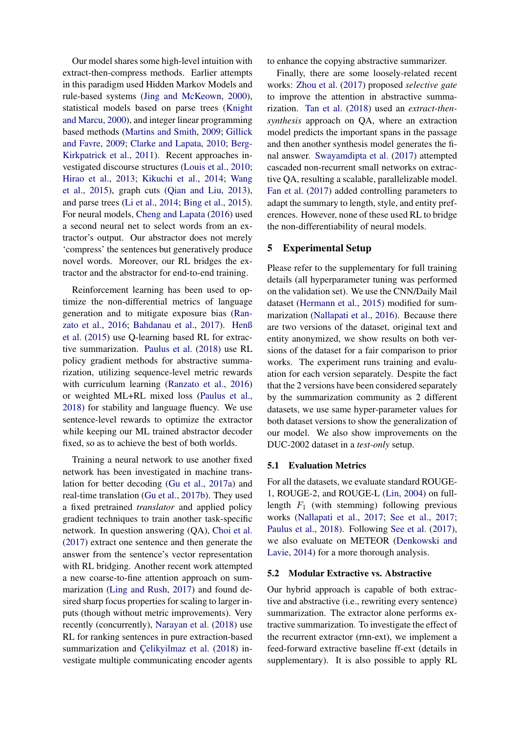Our model shares some high-level intuition with extract-then-compress methods. Earlier attempts in this paradigm used Hidden Markov Models and rule-based systems (Jing and McKeown, 2000), statistical models based on parse trees (Knight and Marcu, 2000), and integer linear programming based methods (Martins and Smith, 2009; Gillick and Favre, 2009; Clarke and Lapata, 2010; Berg-Kirkpatrick et al., 2011). Recent approaches investigated discourse structures (Louis et al., 2010; Hirao et al., 2013; Kikuchi et al., 2014; Wang et al., 2015), graph cuts (Qian and Liu, 2013), and parse trees (Li et al., 2014; Bing et al., 2015). For neural models, Cheng and Lapata (2016) used a second neural net to select words from an extractor's output. Our abstractor does not merely 'compress' the sentences but generatively produce novel words. Moreover, our RL bridges the extractor and the abstractor for end-to-end training.

Reinforcement learning has been used to optimize the non-differential metrics of language generation and to mitigate exposure bias (Ranzato et al., 2016; Bahdanau et al., 2017). Henß et al. (2015) use Q-learning based RL for extractive summarization. Paulus et al. (2018) use RL policy gradient methods for abstractive summarization, utilizing sequence-level metric rewards with curriculum learning (Ranzato et al., 2016) or weighted ML+RL mixed loss (Paulus et al., 2018) for stability and language fluency. We use sentence-level rewards to optimize the extractor while keeping our ML trained abstractor decoder fixed, so as to achieve the best of both worlds.

Training a neural network to use another fixed network has been investigated in machine translation for better decoding (Gu et al., 2017a) and real-time translation (Gu et al., 2017b). They used a fixed pretrained *translator* and applied policy gradient techniques to train another task-specific network. In question answering (QA), Choi et al. (2017) extract one sentence and then generate the answer from the sentence's vector representation with RL bridging. Another recent work attempted a new coarse-to-fine attention approach on summarization (Ling and Rush, 2017) and found desired sharp focus properties for scaling to larger inputs (though without metric improvements). Very recently (concurrently), Narayan et al. (2018) use RL for ranking sentences in pure extraction-based summarization and Çelikyilmaz et al. (2018) investigate multiple communicating encoder agents to enhance the copying abstractive summarizer.

Finally, there are some loosely-related recent works: Zhou et al. (2017) proposed *selective gate* to improve the attention in abstractive summarization. Tan et al. (2018) used an *extract-then-synthesis* approach on QA, where an extraction model predicts the important spans in the passage and then another synthesis model generates the final answer. Swayamdipta et al. (2017) attempted cascaded non-recurrent small networks on extractive QA, resulting a scalable, parallelizable model. Fan et al. (2017) added controlling parameters to adapt the summary to length, style, and entity preferences. However, none of these used RL to bridge the non-differentiability of neural models.

## 5 Experimental Setup

Please refer to the supplementary for full training details (all hyperparameter tuning was performed on the validation set). We use the CNN/Daily Mail dataset (Hermann et al., 2015) modified for summarization (Nallapati et al., 2016). Because there are two versions of the dataset, original text and entity anonymized, we show results on both versions of the dataset for a fair comparison to prior works. The experiment runs training and evaluation for each version separately. Despite the fact that the 2 versions have been considered separately by the summarization community as 2 different datasets, we use same hyper-parameter values for both dataset versions to show the generalization of our model. We also show improvements on the DUC-2002 dataset in a *test-only* setup.

### 5.1 Evaluation Metrics

For all the datasets, we evaluate standard ROUGE-1, ROUGE-2, and ROUGE-L (Lin, 2004) on full-length $F_1$ (with stemming) following previous works (Nallapati et al., 2017; See et al., 2017; Paulus et al., 2018). Following See et al. (2017), we also evaluate on METEOR (Denkowski and Lavie, 2014) for a more thorough analysis.

### 5.2 Modular Extractive vs. Abstractive

Our hybrid approach is capable of both extractive and abstractive (i.e., rewriting every sentence) summarization. The extractor alone performs extractive summarization. To investigate the effect of the recurrent extractor (rnn-ext), we implement a feed-forward extractive baseline ff-ext (details in supplementary). It is also possible to apply RL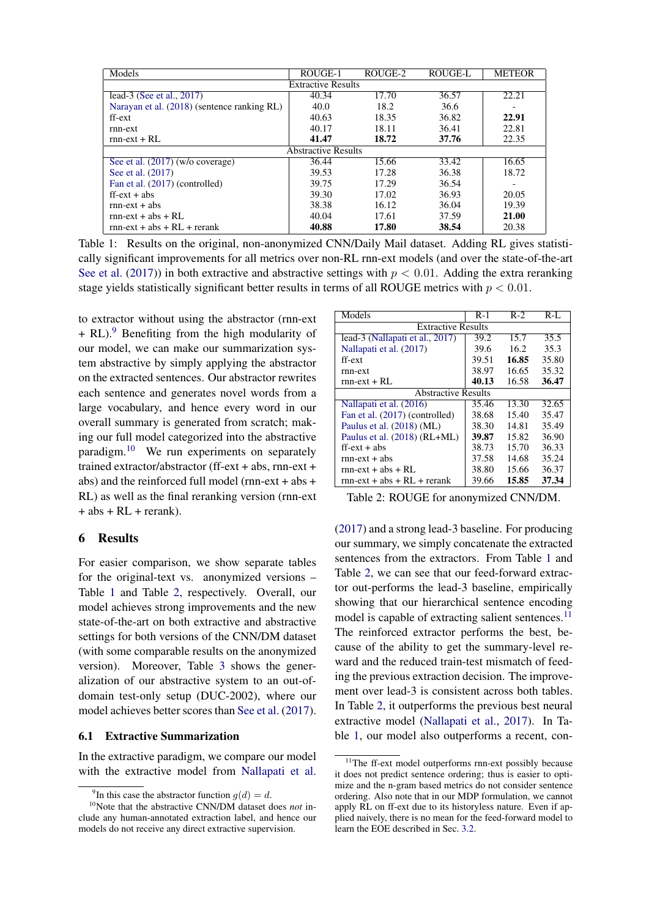| Models | ROUGE-1 | ROUGE-2 | ROUGE-L | METEOR |
|---|---|---|---|---|
| Extractive Results | | | | |
| lead-3 (See et al., 2017) | 40.34 | 17.70 | 36.57 | 22.21 |
| Narayan et al. (2018) (sentence ranking RL) | 40.0 | 18.2 | 36.6 | - |
| ff-ext | 40.63 | 18.35 | 36.82 | **22.91** |
| rnn-ext | 40.17 | 18.11 | 36.41 | 22.81 |
| rnn-ext + RL | **41.47** | **18.72** | **37.76** | 22.35 |
| Abstractive Results | | | | |
| See et al. (2017) (w/o coverage) | 36.44 | 15.66 | 33.42 | 16.65 |
| See et al. (2017) | 39.53 | 17.28 | 36.38 | 18.72 |
| Fan et al. (2017) (controlled) | 39.75 | 17.29 | 36.54 | - |
| ff-ext + abs | 39.30 | 17.02 | 36.93 | 20.05 |
| rnn-ext + abs | 38.38 | 16.12 | 36.04 | 19.39 |
| rnn-ext + abs + RL | 40.04 | 17.61 | 37.59 | **21.00** |
| rnn-ext + abs + RL + rerank | **40.88** | **17.80** | **38.54** | 20.38 |

Table 1: Results on the original, non-anonymized CNN/Daily Mail dataset. Adding RL gives statistically significant improvements for all metrics over non-RL rnn-ext models (and over the state-of-the-art See et al. (2017)) in both extractive and abstractive settings with $p < 0.01$. Adding the extra reranking stage yields statistically significant better results in terms of all ROUGE metrics with $p < 0.01$.

to extractor without using the abstractor (rnn-ext + RL).[9] Benefiting from the high modularity of our model, we can make our summarization system abstractive by simply applying the abstractor on the extracted sentences. Our abstractor rewrites each sentence and generates novel words from a large vocabulary, and hence every word in our overall summary is generated from scratch; making our full model categorized into the abstractive paradigm.[10] We run experiments on separately trained extractor/abstractor (ff-ext + abs, rnn-ext + abs) and the reinforced full model (rnn-ext + abs + RL) as well as the final reranking version (rnn-ext + abs + RL + rerank).

## 6 Results

For easier comparison, we show separate tables for the original-text vs. anonymized versions – Table 1 and Table 2, respectively. Overall, our model achieves strong improvements and the new state-of-the-art on both extractive and abstractive settings for both versions of the CNN/DM dataset (with some comparable results on the anonymized version). Moreover, Table 3 shows the generalization of our abstractive system to an out-of-domain test-only setup (DUC-2002), where our model achieves better scores than See et al. (2017).

### 6.1 Extractive Summarization

In the extractive paradigm, we compare our model with the extractive model from Nallapati et al. (2017) and a strong lead-3 baseline. For producing our summary, we simply concatenate the extracted sentences from the extractors. From Table 1 and Table 2, we can see that our feed-forward extractor out-performs the lead-3 baseline, empirically showing that our hierarchical sentence encoding model is capable of extracting salient sentences.[11] The reinforced extractor performs the best, because of the ability to get the summary-level reward and the reduced train-test mismatch of feeding the previous extraction decision. The improvement over lead-3 is consistent across both tables. In Table 2, it outperforms the previous best neural extractive model (Nallapati et al., 2017). In Table 1, our model also outperforms a recent, con-

| Models | R-1 | R-2 | R-L |
|---|---|---|---|
| Extractive Results | | | |
| lead-3 (Nallapati et al., 2017) | 39.2 | 15.7 | 35.5 |
| Nallapati et al. (2017) | 39.6 | 16.2 | 35.3 |
| ff-ext | 39.51 | **16.85** | 35.80 |
| rnn-ext | 38.97 | 16.65 | 35.32 |
| rnn-ext + RL | **40.13** | 16.58 | **36.47** |
| Abstractive Results | | | |
| Nallapati et al. (2016) | 35.46 | 13.30 | 32.65 |
| Fan et al. (2017) (controlled) | 38.68 | 15.40 | 35.47 |
| Paulus et al. (2018) (ML) | 38.30 | 14.81 | 35.49 |
| Paulus et al. (2018) (RL+ML) | **39.87** | 15.82 | 36.90 |
| ff-ext + abs | 38.73 | 15.70 | 36.33 |
| rnn-ext + abs | 37.58 | 14.68 | 35.24 |
| rnn-ext + abs + RL | 38.80 | 15.66 | 36.37 |
| rnn-ext + abs + RL + rerank | 39.66 | **15.85** | **37.34** |

Table 2: ROUGE for anonymized CNN/DM.

[9] In this case the abstractor function $g(d) = d$.

[10] Note that the abstractive CNN/DM dataset does *not* include any human-annotated extraction label, and hence our models do not receive any direct extractive supervision.

[11] The ff-ext model outperforms rnn-ext possibly because it does not predict sentence ordering; thus is easier to optimize and the n-gram based metrics do not consider sentence ordering. Also note that in our MDP formulation, we cannot apply RL on ff-ext due to its historyless nature. Even if applied naively, there is no mean for the feed-forward model to learn the EOE described in Sec. 3.2.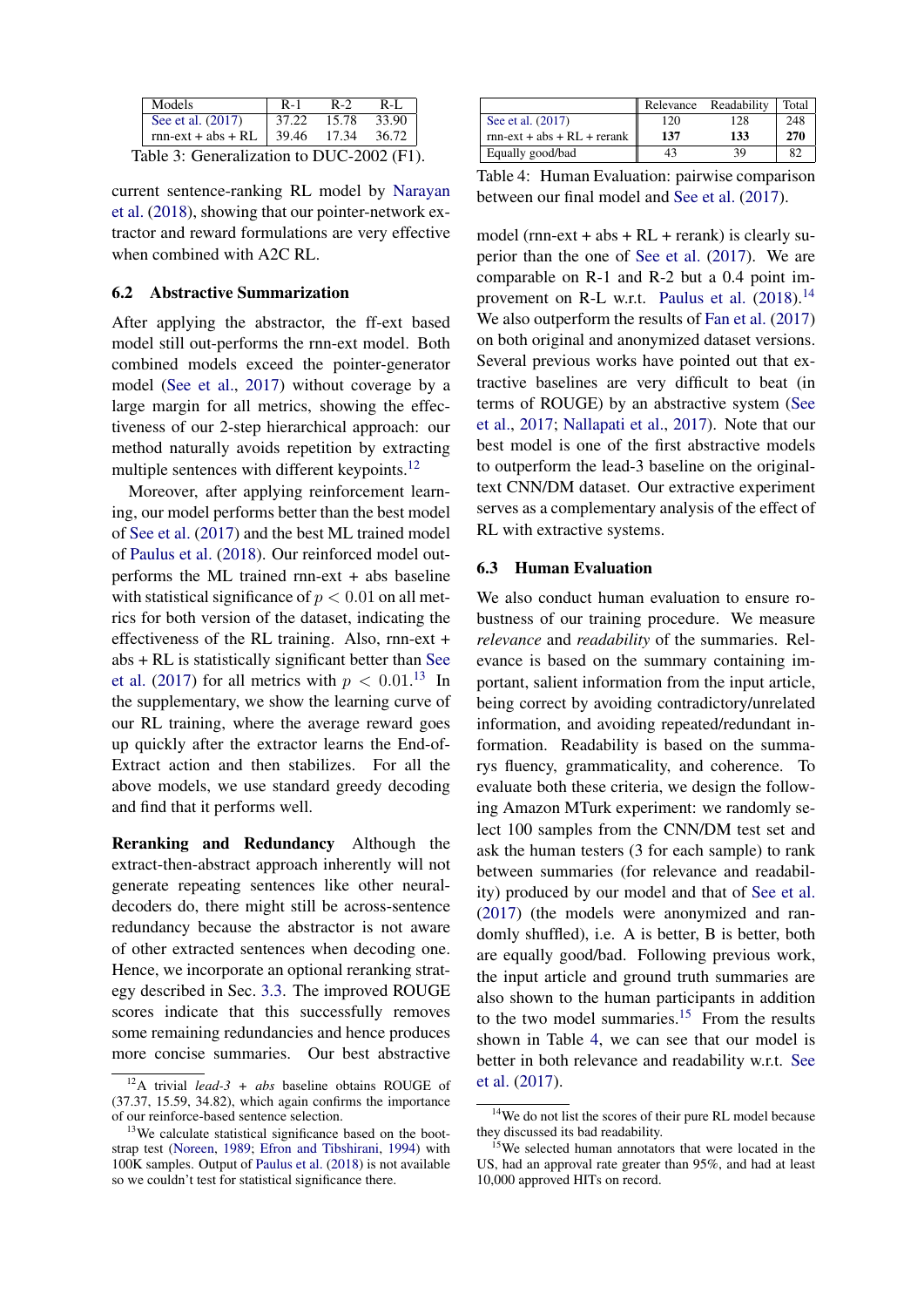| Models | R-1 | R-2 | R-L |
|---|---|---|---|
| See et al. (2017) | 37.22 | 15.78 | 33.90 |
| rnn-ext + abs + RL | 39.46 | 17.34 | 36.72 |

Table 3: Generalization to DUC-2002 (F1).

current sentence-ranking RL model by Narayan et al. (2018), showing that our pointer-network extractor and reward formulations are very effective when combined with A2C RL.

### 6.2 Abstractive Summarization

After applying the abstractor, the ff-ext based model still out-performs the rnn-ext model. Both combined models exceed the pointer-generator model (See et al., 2017) without coverage by a large margin for all metrics, showing the effectiveness of our 2-step hierarchical approach: our method naturally avoids repetition by extracting multiple sentences with different keypoints.[12]

Moreover, after applying reinforcement learning, our model performs better than the best model of See et al. (2017) and the best ML trained model of Paulus et al. (2018). Our reinforced model outperforms the ML trained rnn-ext + abs baseline with statistical significance of $p < 0.01$ on all metrics for both version of the dataset, indicating the effectiveness of the RL training. Also, rnn-ext + abs + RL is statistically significant better than See et al. (2017) for all metrics with $p < 0.01$.[13] In the supplementary, we show the learning curve of our RL training, where the average reward goes up quickly after the extractor learns the End-of-Extract action and then stabilizes. For all the above models, we use standard greedy decoding and find that it performs well.

**Reranking and Redundancy** Although the extract-then-abstract approach inherently will not generate repeating sentences like other neural-decoders do, there might still be across-sentence redundancy because the abstractor is not aware of other extracted sentences when decoding one. Hence, we incorporate an optional reranking strategy described in Sec. 3.3. The improved ROUGE scores indicate that this successfully removes some remaining redundancies and hence produces more concise summaries. Our best abstractive model (rnn-ext + abs + RL + rerank) is clearly superior than the one of See et al. (2017). We are comparable on R-1 and R-2 but a 0.4 point improvement on R-L w.r.t. Paulus et al. (2018).[14] We also outperform the results of Fan et al. (2017) on both original and anonymized dataset versions. Several previous works have pointed out that extractive baselines are very difficult to beat (in terms of ROUGE) by an abstractive system (See et al., 2017; Nallapati et al., 2017). Note that our best model is one of the first abstractive models to outperform the lead-3 baseline on the original-text CNN/DM dataset. Our extractive experiment serves as a complementary analysis of the effect of RL with extractive systems.

| | Relevance | Readability | Total |
|---|---|---|---|
| See et al. (2017) | 120 | 128 | 248 |
| rnn-ext + abs + RL + rerank | **137** | **133** | **270** |
| Equally good/bad | 43 | 39 | 82 |

Table 4: Human Evaluation: pairwise comparison between our final model and See et al. (2017).

### 6.3 Human Evaluation

We also conduct human evaluation to ensure robustness of our training procedure. We measure *relevance* and *readability* of the summaries. Relevance is based on the summary containing important, salient information from the input article, being correct by avoiding contradictory/unrelated information, and avoiding repeated/redundant information. Readability is based on the summarys fluency, grammaticality, and coherence. To evaluate both these criteria, we design the following Amazon MTurk experiment: we randomly select 100 samples from the CNN/DM test set and ask the human testers (3 for each sample) to rank between summaries (for relevance and readability) produced by our model and that of See et al. (2017) (the models were anonymized and randomly shuffled), i.e. A is better, B is better, both are equally good/bad. Following previous work, the input article and ground truth summaries are also shown to the human participants in addition to the two model summaries.[15] From the results shown in Table 4, we can see that our model is better in both relevance and readability w.r.t. See et al. (2017).

[12] A trivial *lead-3 + abs* baseline obtains ROUGE of (37.37, 15.59, 34.82), which again confirms the importance of our reinforce-based sentence selection.

[13] We calculate statistical significance based on the bootstrap test (Noreen, 1989; Efron and Tibshirani, 1994) with 100K samples. Output of Paulus et al. (2018) is not available so we couldn't test for statistical significance there.

[14] We do not list the scores of their pure RL model because they discussed its bad readability.

[15] We selected human annotators that were located in the US, had an approval rate greater than 95%, and had at least 10,000 approved HITs on record.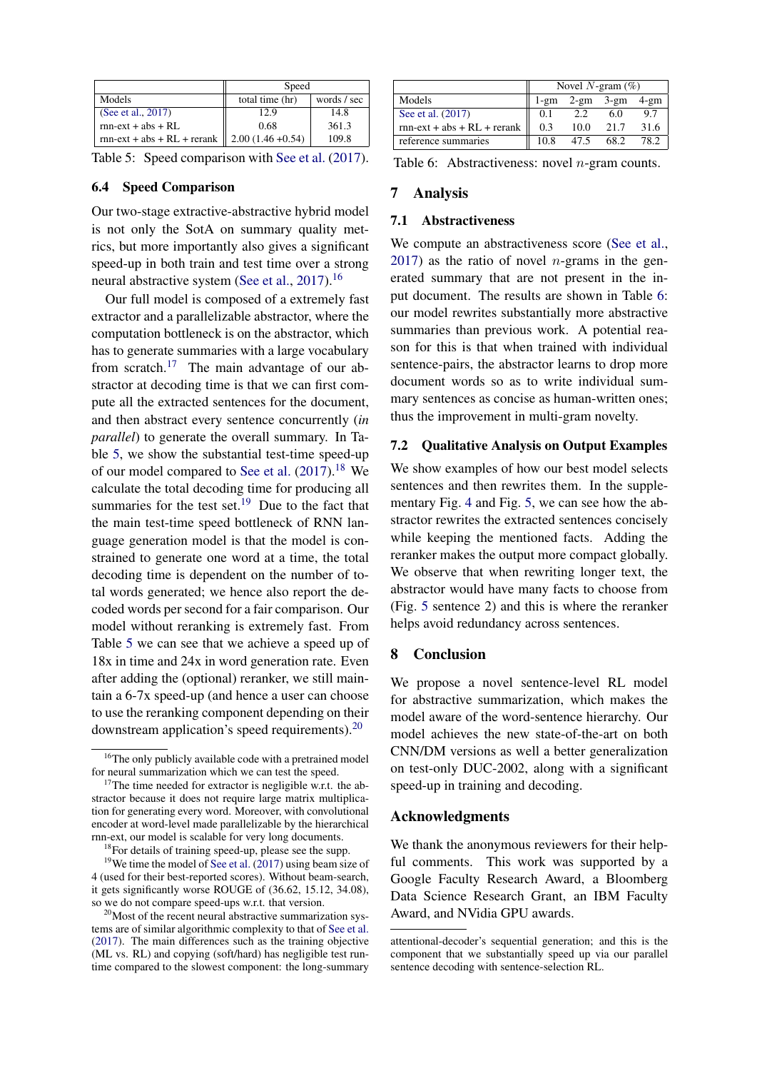| Models | Speed | |
|---|---|---|
| | total time (hr) | words / sec |
| (See et al., 2017) | 12.9 | 14.8 |
| rnn-ext + abs + RL | 0.68 | 361.3 |
| rnn-ext + abs + RL + rerank | 2.00 (1.46 +0.54) | 109.8 |

Table 5: Speed comparison with See et al. (2017).

### 6.4 Speed Comparison

Our two-stage extractive-abstractive hybrid model is not only the SotA on summary quality metrics, but more importantly also gives a significant speed-up in both train and test time over a strong neural abstractive system (See et al., 2017).[16]

Our full model is composed of a extremely fast extractor and a parallelizable abstractor, where the computation bottleneck is on the abstractor, which has to generate summaries with a large vocabulary from scratch.[17] The main advantage of our abstractor at decoding time is that we can first compute all the extracted sentences for the document, and then abstract every sentence concurrently (*in parallel*) to generate the overall summary. In Table 5, we show the substantial test-time speed-up of our model compared to See et al. (2017).[18] We calculate the total decoding time for producing all summaries for the test set.[19] Due to the fact that the main test-time speed bottleneck of RNN language generation model is that the model is constrained to generate one word at a time, the total decoding time is dependent on the number of total words generated; we hence also report the decoded words per second for a fair comparison. Our model without reranking is extremely fast. From Table 5 we can see that we achieve a speed up of 18x in time and 24x in word generation rate. Even after adding the (optional) reranker, we still maintain a 6-7x speed-up (and hence a user can choose to use the reranking component depending on their downstream application's speed requirements).[20]

[16] The only publicly available code with a pretrained model for neural summarization which we can test the speed.

[17] The time needed for extractor is negligible w.r.t. the abstractor because it does not require large matrix multiplication for generating every word. Moreover, with convolutional encoder at word-level made parallelizable by the hierarchical rnn-ext, our model is scalable for very long documents.

[18] For details of training speed-up, please see the supp.

[19] We time the model of See et al. (2017) using beam size of 4 (used for their best-reported scores). Without beam-search, it gets significantly worse ROUGE of (36.62, 15.12, 34.08), so we do not compare speed-ups w.r.t. that version.

[20] Most of the recent neural abstractive summarization systems are of similar algorithmic complexity to that of See et al. (2017). The main differences such as the training objective (ML vs. RL) and copying (soft/hard) has negligible test runtime compared to the slowest component: the long-summary attentional-decoder's sequential generation; and this is the component that we substantially speed up via our parallel sentence decoding with sentence-selection RL.

| Models | Novel $N$-gram (%) | | | |
|---|---|---|---|---|
| | 1-gm | 2-gm | 3-gm | 4-gm |
| See et al. (2017) | 0.1 | 2.2 | 6.0 | 9.7 |
| rnn-ext + abs + RL + rerank | 0.3 | 10.0 | 21.7 | 31.6 |
| reference summaries | 10.8 | 47.5 | 68.2 | 78.2 |

Table 6: Abstractiveness: novel $n$-gram counts.

## 7 Analysis

### 7.1 Abstractiveness

We compute an abstractiveness score (See et al., 2017) as the ratio of novel $n$-grams in the generated summary that are not present in the input document. The results are shown in Table 6: our model rewrites substantially more abstractive summaries than previous work. A potential reason for this is that when trained with individual sentence-pairs, the abstractor learns to drop more document words so as to write individual summary sentences as concise as human-written ones; thus the improvement in multi-gram novelty.

### 7.2 Qualitative Analysis on Output Examples

We show examples of how our best model selects sentences and then rewrites them. In the supplementary Fig. 4 and Fig. 5, we can see how the abstractor rewrites the extracted sentences concisely while keeping the mentioned facts. Adding the reranker makes the output more compact globally. We observe that when rewriting longer text, the abstractor would have many facts to choose from (Fig. 5 sentence 2) and this is where the reranker helps avoid redundancy across sentences.

## 8 Conclusion

We propose a novel sentence-level RL model for abstractive summarization, which makes the model aware of the word-sentence hierarchy. Our model achieves the new state-of-the-art on both CNN/DM versions as well a better generalization on test-only DUC-2002, along with a significant speed-up in training and decoding.

## Acknowledgments

We thank the anonymous reviewers for their helpful comments. This work was supported by a Google Faculty Research Award, a Bloomberg Data Science Research Grant, an IBM Faculty Award, and NVidia GPU awards.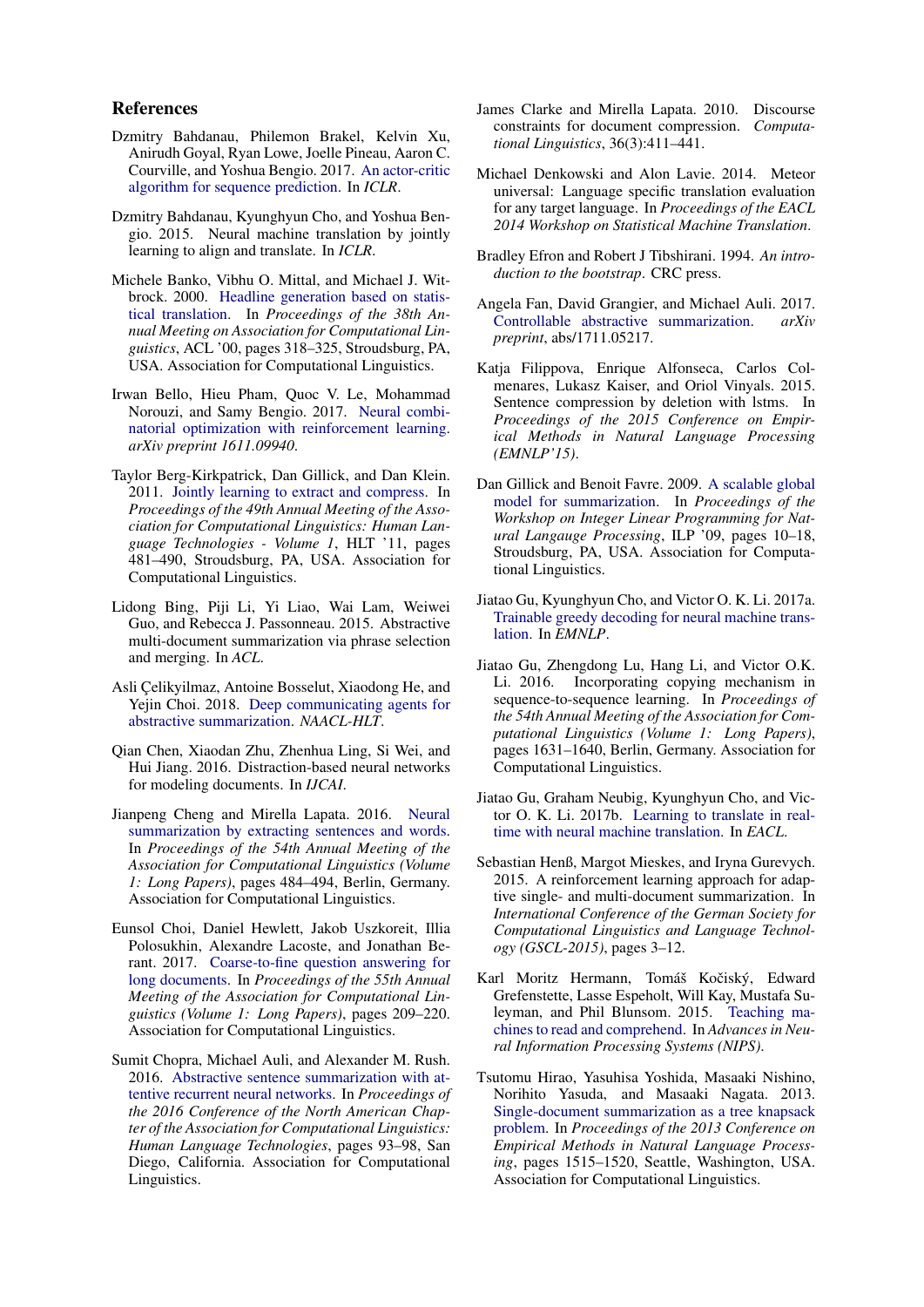## References

Dzmitry Bahdanau, Philemon Brakel, Kelvin Xu, Anirudh Goyal, Ryan Lowe, Joelle Pineau, Aaron C. Courville, and Yoshua Bengio. 2017. An actor-critic algorithm for sequence prediction. In *ICLR*.

Dzmitry Bahdanau, Kyunghyun Cho, and Yoshua Bengio. 2015. Neural machine translation by jointly learning to align and translate. In *ICLR*.

Michele Banko, Vibhu O. Mittal, and Michael J. Witbrock. 2000. Headline generation based on statistical translation. In *Proceedings of the 38th Annual Meeting on Association for Computational Linguistics*, ACL '00, pages 318–325, Stroudsburg, PA, USA. Association for Computational Linguistics.

Irwan Bello, Hieu Pham, Quoc V. Le, Mohammad Norouzi, and Samy Bengio. 2017. Neural combinatorial optimization with reinforcement learning. *arXiv preprint 1611.09940*.

Taylor Berg-Kirkpatrick, Dan Gillick, and Dan Klein. 2011. Jointly learning to extract and compress. In *Proceedings of the 49th Annual Meeting of the Association for Computational Linguistics: Human Language Technologies - Volume 1*, HLT '11, pages 481–490, Stroudsburg, PA, USA. Association for Computational Linguistics.

Lidong Bing, Piji Li, Yi Liao, Wai Lam, Weiwei Guo, and Rebecca J. Passonneau. 2015. Abstractive multi-document summarization via phrase selection and merging. In *ACL*.

Asli Çelikyilmaz, Antoine Bosselut, Xiaodong He, and Yejin Choi. 2018. Deep communicating agents for abstractive summarization. *NAACL-HLT*.

Qian Chen, Xiaodan Zhu, Zhenhua Ling, Si Wei, and Hui Jiang. 2016. Distraction-based neural networks for modeling documents. In *IJCAI*.

Jianpeng Cheng and Mirella Lapata. 2016. Neural summarization by extracting sentences and words. In *Proceedings of the 54th Annual Meeting of the Association for Computational Linguistics (Volume 1: Long Papers)*, pages 484–494, Berlin, Germany. Association for Computational Linguistics.

Eunsol Choi, Daniel Hewlett, Jakob Uszkoreit, Illia Polosukhin, Alexandre Lacoste, and Jonathan Berant. 2017. Coarse-to-fine question answering for long documents. In *Proceedings of the 55th Annual Meeting of the Association for Computational Linguistics (Volume 1: Long Papers)*, pages 209–220. Association for Computational Linguistics.

Sumit Chopra, Michael Auli, and Alexander M. Rush. 2016. Abstractive sentence summarization with attentive recurrent neural networks. In *Proceedings of the 2016 Conference of the North American Chapter of the Association for Computational Linguistics: Human Language Technologies*, pages 93–98, San Diego, California. Association for Computational Linguistics.

James Clarke and Mirella Lapata. 2010. Discourse constraints for document compression. *Computational Linguistics*, 36(3):411–441.

Michael Denkowski and Alon Lavie. 2014. Meteor universal: Language specific translation evaluation for any target language. In *Proceedings of the EACL 2014 Workshop on Statistical Machine Translation*.

Bradley Efron and Robert J Tibshirani. 1994. *An introduction to the bootstrap*. CRC press.

Angela Fan, David Grangier, and Michael Auli. 2017. Controllable abstractive summarization. *arXiv preprint*, abs/1711.05217.

Katja Filippova, Enrique Alfonseca, Carlos Colmenares, Lukasz Kaiser, and Oriol Vinyals. 2015. Sentence compression by deletion with lstms. In *Proceedings of the 2015 Conference on Empirical Methods in Natural Language Processing (EMNLP'15)*.

Dan Gillick and Benoit Favre. 2009. A scalable global model for summarization. In *Proceedings of the Workshop on Integer Linear Programming for Natural Langauge Processing*, ILP '09, pages 10–18, Stroudsburg, PA, USA. Association for Computational Linguistics.

Jiatao Gu, Kyunghyun Cho, and Victor O. K. Li. 2017a. Trainable greedy decoding for neural machine translation. In *EMNLP*.

Jiatao Gu, Zhengdong Lu, Hang Li, and Victor O.K. Li. 2016. Incorporating copying mechanism in sequence-to-sequence learning. In *Proceedings of the 54th Annual Meeting of the Association for Computational Linguistics (Volume 1: Long Papers)*, pages 1631–1640, Berlin, Germany. Association for Computational Linguistics.

Jiatao Gu, Graham Neubig, Kyunghyun Cho, and Victor O. K. Li. 2017b. Learning to translate in real-time with neural machine translation. In *EACL*.

Sebastian Henß, Margot Mieskes, and Iryna Gurevych. 2015. A reinforcement learning approach for adaptive single- and multi-document summarization. In *International Conference of the German Society for Computational Linguistics and Language Technology (GSCL-2015)*, pages 3–12.

Karl Moritz Hermann, Tomáš Kočiský, Edward Grefenstette, Lasse Espeholt, Will Kay, Mustafa Suleyman, and Phil Blunsom. 2015. Teaching machines to read and comprehend. In *Advances in Neural Information Processing Systems (NIPS)*.

Tsutomu Hirao, Yasuhisa Yoshida, Masaaki Nishino, Norihito Yasuda, and Masaaki Nagata. 2013. Single-document summarization as a tree knapsack problem. In *Proceedings of the 2013 Conference on Empirical Methods in Natural Language Processing*, pages 1515–1520, Seattle, Washington, USA. Association for Computational Linguistics.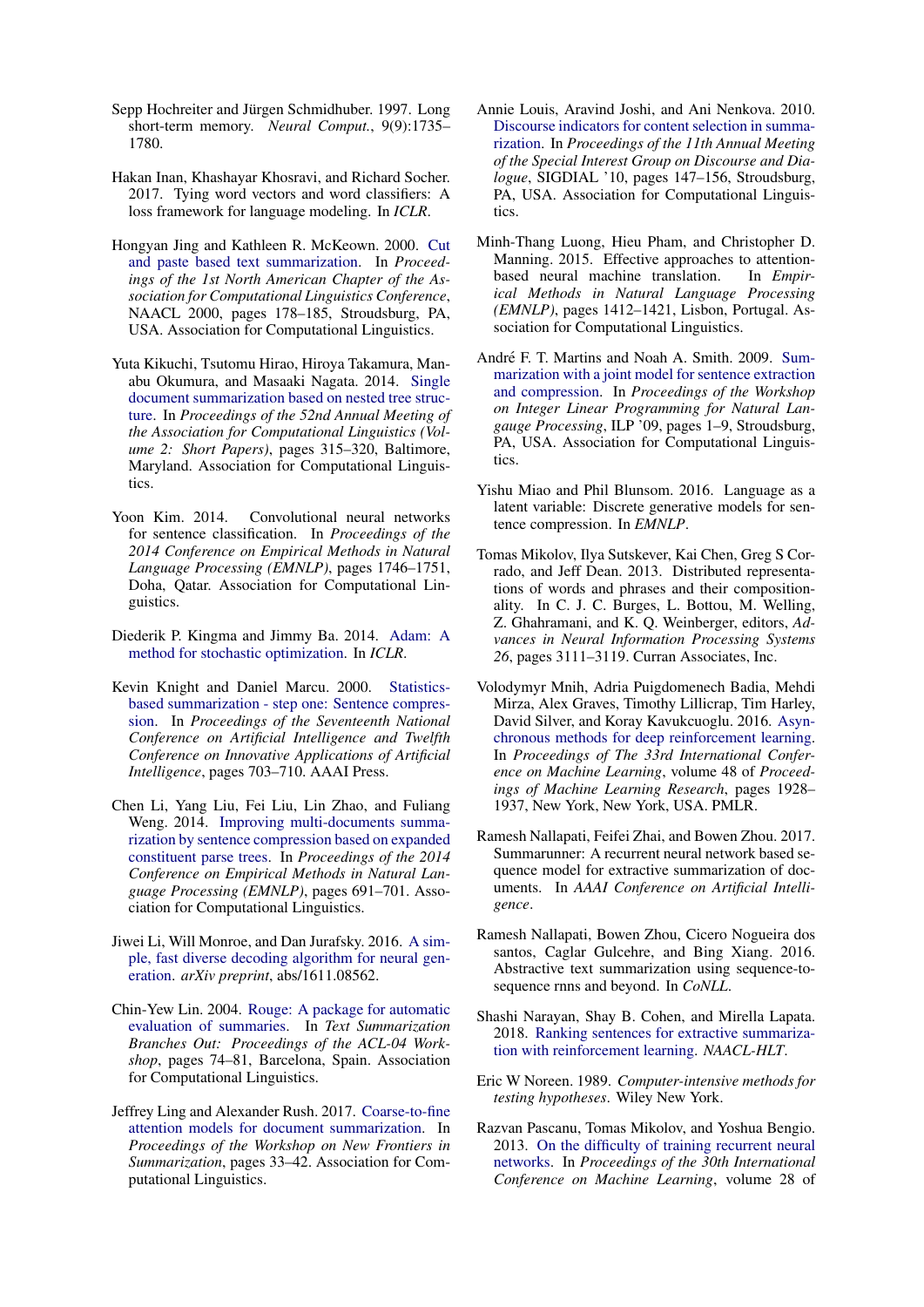Sepp Hochreiter and Jürgen Schmidhuber. 1997. Long short-term memory. *Neural Comput.*, 9(9):1735–1780.

Hakan Inan, Khashayar Khosravi, and Richard Socher. 2017. Tying word vectors and word classifiers: A loss framework for language modeling. In *ICLR*.

Hongyan Jing and Kathleen R. McKeown. 2000. Cut and paste based text summarization. In *Proceedings of the 1st North American Chapter of the Association for Computational Linguistics Conference*, NAACL 2000, pages 178–185, Stroudsburg, PA, USA. Association for Computational Linguistics.

Yuta Kikuchi, Tsutomu Hirao, Hiroya Takamura, Manabu Okumura, and Masaaki Nagata. 2014. Single document summarization based on nested tree structure. In *Proceedings of the 52nd Annual Meeting of the Association for Computational Linguistics (Volume 2: Short Papers)*, pages 315–320, Baltimore, Maryland. Association for Computational Linguistics.

Yoon Kim. 2014. Convolutional neural networks for sentence classification. In *Proceedings of the 2014 Conference on Empirical Methods in Natural Language Processing (EMNLP)*, pages 1746–1751, Doha, Qatar. Association for Computational Linguistics.

Diederik P. Kingma and Jimmy Ba. 2014. Adam: A method for stochastic optimization. In *ICLR*.

Kevin Knight and Daniel Marcu. 2000. Statistics-based summarization - step one: Sentence compression. In *Proceedings of the Seventeenth National Conference on Artificial Intelligence and Twelfth Conference on Innovative Applications of Artificial Intelligence*, pages 703–710. AAAI Press.

Chen Li, Yang Liu, Fei Liu, Lin Zhao, and Fuliang Weng. 2014. Improving multi-documents summarization by sentence compression based on expanded constituent parse trees. In *Proceedings of the 2014 Conference on Empirical Methods in Natural Language Processing (EMNLP)*, pages 691–701. Association for Computational Linguistics.

Jiwei Li, Will Monroe, and Dan Jurafsky. 2016. A simple, fast diverse decoding algorithm for neural generation. *arXiv preprint*, abs/1611.08562.

Chin-Yew Lin. 2004. Rouge: A package for automatic evaluation of summaries. In *Text Summarization Branches Out: Proceedings of the ACL-04 Workshop*, pages 74–81, Barcelona, Spain. Association for Computational Linguistics.

Jeffrey Ling and Alexander Rush. 2017. Coarse-to-fine attention models for document summarization. In *Proceedings of the Workshop on New Frontiers in Summarization*, pages 33–42. Association for Computational Linguistics.

Annie Louis, Aravind Joshi, and Ani Nenkova. 2010. Discourse indicators for content selection in summarization. In *Proceedings of the 11th Annual Meeting of the Special Interest Group on Discourse and Dialogue*, SIGDIAL '10, pages 147–156, Stroudsburg, PA, USA. Association for Computational Linguistics.

Minh-Thang Luong, Hieu Pham, and Christopher D. Manning. 2015. Effective approaches to attention-based neural machine translation. In *Empirical Methods in Natural Language Processing (EMNLP)*, pages 1412–1421, Lisbon, Portugal. Association for Computational Linguistics.

André F. T. Martins and Noah A. Smith. 2009. Summarization with a joint model for sentence extraction and compression. In *Proceedings of the Workshop on Integer Linear Programming for Natural Language Processing*, ILP '09, pages 1–9, Stroudsburg, PA, USA. Association for Computational Linguistics.

Yishu Miao and Phil Blunsom. 2016. Language as a latent variable: Discrete generative models for sentence compression. In *EMNLP*.

Tomas Mikolov, Ilya Sutskever, Kai Chen, Greg S Corrado, and Jeff Dean. 2013. Distributed representations of words and phrases and their compositionality. In C. J. C. Burges, L. Bottou, M. Welling, Z. Ghahramani, and K. Q. Weinberger, editors, *Advances in Neural Information Processing Systems 26*, pages 3111–3119. Curran Associates, Inc.

Volodymyr Mnih, Adria Puigdomenech Badia, Mehdi Mirza, Alex Graves, Timothy Lillicrap, Tim Harley, David Silver, and Koray Kavukcuoglu. 2016. Asynchronous methods for deep reinforcement learning. In *Proceedings of The 33rd International Conference on Machine Learning*, volume 48 of *Proceedings of Machine Learning Research*, pages 1928–1937, New York, New York, USA. PMLR.

Ramesh Nallapati, Feifei Zhai, and Bowen Zhou. 2017. Summarunner: A recurrent neural network based sequence model for extractive summarization of documents. In *AAAI Conference on Artificial Intelligence*.

Ramesh Nallapati, Bowen Zhou, Cicero Nogueira dos santos, Caglar Gulcehre, and Bing Xiang. 2016. Abstractive text summarization using sequence-to-sequence rnns and beyond. In *CoNLL*.

Shashi Narayan, Shay B. Cohen, and Mirella Lapata. 2018. Ranking sentences for extractive summarization with reinforcement learning. *NAACL-HLT*.

Eric W Noreen. 1989. *Computer-intensive methods for testing hypotheses*. Wiley New York.

Razvan Pascanu, Tomas Mikolov, and Yoshua Bengio. 2013. On the difficulty of training recurrent neural networks. In *Proceedings of the 30th International Conference on Machine Learning*, volume 28 of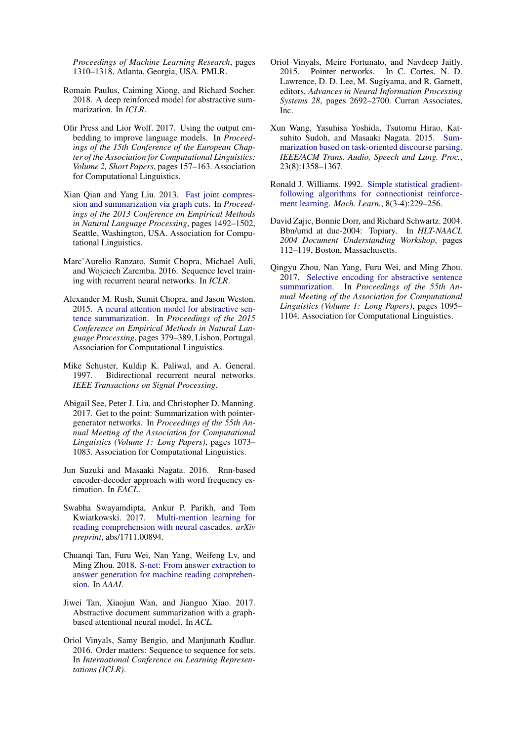*Proceedings of Machine Learning Research*, pages 1310–1318, Atlanta, Georgia, USA. PMLR.

Romain Paulus, Caiming Xiong, and Richard Socher. 2018. A deep reinforced model for abstractive summarization. In *ICLR*.

Ofir Press and Lior Wolf. 2017. Using the output embedding to improve language models. In *Proceedings of the 15th Conference of the European Chapter of the Association for Computational Linguistics: Volume 2, Short Papers*, pages 157–163. Association for Computational Linguistics.

Xian Qian and Yang Liu. 2013. Fast joint compression and summarization via graph cuts. In *Proceedings of the 2013 Conference on Empirical Methods in Natural Language Processing*, pages 1492–1502, Seattle, Washington, USA. Association for Computational Linguistics.

Marc'Aurelio Ranzato, Sumit Chopra, Michael Auli, and Wojciech Zaremba. 2016. Sequence level training with recurrent neural networks. In *ICLR*.

Alexander M. Rush, Sumit Chopra, and Jason Weston. 2015. A neural attention model for abstractive sentence summarization. In *Proceedings of the 2015 Conference on Empirical Methods in Natural Language Processing*, pages 379–389, Lisbon, Portugal. Association for Computational Linguistics.

Mike Schuster, Kuldip K. Paliwal, and A. General. 1997. Bidirectional recurrent neural networks. *IEEE Transactions on Signal Processing*.

Abigail See, Peter J. Liu, and Christopher D. Manning. 2017. Get to the point: Summarization with pointer-generator networks. In *Proceedings of the 55th Annual Meeting of the Association for Computational Linguistics (Volume 1: Long Papers)*, pages 1073–1083. Association for Computational Linguistics.

Jun Suzuki and Masaaki Nagata. 2016. Rnn-based encoder-decoder approach with word frequency estimation. In *EACL*.

Swabha Swayamdipta, Ankur P. Parikh, and Tom Kwiatkowski. 2017. Multi-mention learning for reading comprehension with neural cascades. *arXiv preprint*, abs/1711.00894.

Chuanqi Tan, Furu Wei, Nan Yang, Weifeng Lv, and Ming Zhou. 2018. S-net: From answer extraction to answer generation for machine reading comprehension. In *AAAI*.

Jiwei Tan, Xiaojun Wan, and Jianguo Xiao. 2017. Abstractive document summarization with a graph-based attentional neural model. In *ACL*.

Oriol Vinyals, Samy Bengio, and Manjunath Kudlur. 2016. Order matters: Sequence to sequence for sets. In *International Conference on Learning Representations (ICLR)*.

Oriol Vinyals, Meire Fortunato, and Navdeep Jaitly. 2015. Pointer networks. In C. Cortes, N. D. Lawrence, D. D. Lee, M. Sugiyama, and R. Garnett, editors, *Advances in Neural Information Processing Systems 28*, pages 2692–2700. Curran Associates, Inc.

Xun Wang, Yasuhisa Yoshida, Tsutomu Hirao, Katsuhito Sudoh, and Masaaki Nagata. 2015. Summarization based on task-oriented discourse parsing. *IEEE/ACM Trans. Audio, Speech and Lang. Proc.*, 23(8):1358–1367.

Ronald J. Williams. 1992. Simple statistical gradient-following algorithms for connectionist reinforcement learning. *Mach. Learn.*, 8(3-4):229–256.

David Zajic, Bonnie Dorr, and Richard Schwartz. 2004. Bbn/umd at duc-2004: Topiary. In *HLT-NAACL 2004 Document Understanding Workshop*, pages 112–119, Boston, Massachusetts.

Qingyu Zhou, Nan Yang, Furu Wei, and Ming Zhou. 2017. Selective encoding for abstractive sentence summarization. In *Proceedings of the 55th Annual Meeting of the Association for Computational Linguistics (Volume 1: Long Papers)*, pages 1095–1104. Association for Computational Linguistics.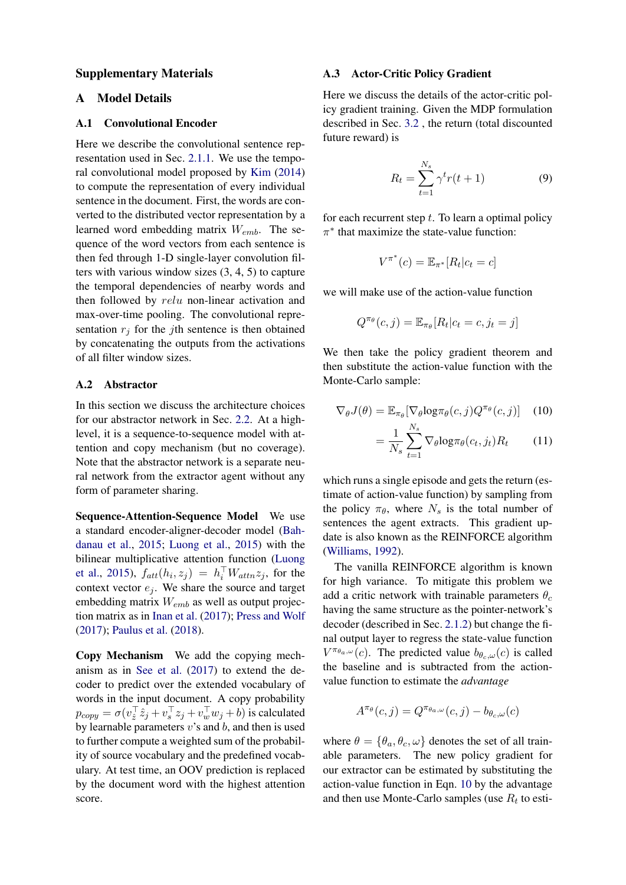## Supplementary Materials

# A Model Details

### A.1 Convolutional Encoder

Here we describe the convolutional sentence representation used in Sec. 2.1.1. We use the temporal convolutional model proposed by Kim (2014) to compute the representation of every individual sentence in the document. First, the words are converted to the distributed vector representation by a learned word embedding matrix $W_{emb}$. The sequence of the word vectors from each sentence is then fed through 1-D single-layer convolution filters with various window sizes (3, 4, 5) to capture the temporal dependencies of nearby words and then followed by $relu$ non-linear activation and max-over-time pooling. The convolutional representation $r_j$ for the $j$th sentence is then obtained by concatenating the outputs from the activations of all filter window sizes.

### A.2 Abstractor

In this section we discuss the architecture choices for our abstractor network in Sec. 2.2. At a high-level, it is a sequence-to-sequence model with attention and copy mechanism (but no coverage). Note that the abstractor network is a separate neural network from the extractor agent without any form of parameter sharing.

**Sequence-Attention-Sequence Model** We use a standard encoder-aligner-decoder model (Bahdanau et al., 2015; Luong et al., 2015) with the bilinear multiplicative attention function (Luong et al., 2015), $f_{att}(h_i, z_j) = h_i^\top W_{attn} z_j$, for the context vector $e_j$. We share the source and target embedding matrix $W_{emb}$ as well as output projection matrix as in Inan et al. (2017); Press and Wolf (2017); Paulus et al. (2018).

**Copy Mechanism** We add the copying mechanism as in See et al. (2017) to extend the decoder to predict over the extended vocabulary of words in the input document. A copy probability $p_{copy} = \sigma(v_{\hat{z}}^\top \hat{z}_j + v_s^\top z_j + v_w^\top w_j + b)$ is calculated by learnable parameters $v$'s and $b$, and then is used to further compute a weighted sum of the probability of source vocabulary and the predefined vocabulary. At test time, an OOV prediction is replaced by the document word with the highest attention score.

### A.3 Actor-Critic Policy Gradient

Here we discuss the details of the actor-critic policy gradient training. Given the MDP formulation described in Sec. 3.2 , the return (total discounted future reward) is

$$R_t = \sum_{t=1}^{N_s} \gamma^t r(t+1) \tag{9}$$

for each recurrent step $t$. To learn a optimal policy $\pi^*$ that maximize the state-value function:

$$V^{\pi^*}(c) = \mathbb{E}_{\pi^*}[R_t | c_t = c]$$

we will make use of the action-value function

$$Q^{\pi_\theta}(c, j) = \mathbb{E}_{\pi_\theta}[R_t | c_t = c, j_t = j]$$

We then take the policy gradient theorem and then substitute the action-value function with the Monte-Carlo sample:

$$\nabla_\theta J(\theta) = \mathbb{E}_{\pi_\theta}[\nabla_\theta \log \pi_\theta(c, j) Q^{\pi_\theta}(c, j)] \tag{10}$$

$$= \frac{1}{N_s} \sum_{t=1}^{N_s} \nabla_\theta \log \pi_\theta(c_t, j_t) R_t \tag{11}$$

which runs a single episode and gets the return (estimate of action-value function) by sampling from the policy $\pi_\theta$, where $N_s$ is the total number of sentences the agent extracts. This gradient update is also known as the REINFORCE algorithm (Williams, 1992).

The vanilla REINFORCE algorithm is known for high variance. To mitigate this problem we add a critic network with trainable parameters $\theta_c$ having the same structure as the pointer-network's decoder (described in Sec. 2.1.2) but change the final output layer to regress the state-value function $V^{\pi_{\theta_a,\omega}}(c)$. The predicted value $b_{\theta_c,\omega}(c)$ is called the baseline and is subtracted from the action-value function to estimate the *advantage*

$$A^{\pi_\theta}(c, j) = Q^{\pi_{\theta_a,\omega}}(c, j) - b_{\theta_c,\omega}(c)$$

where $\theta = \{\theta_a, \theta_c, \omega\}$ denotes the set of all trainable parameters. The new policy gradient for our extractor can be estimated by substituting the action-value function in Eqn. 10 by the advantage and then use Monte-Carlo samples (use $R_t$ to esti-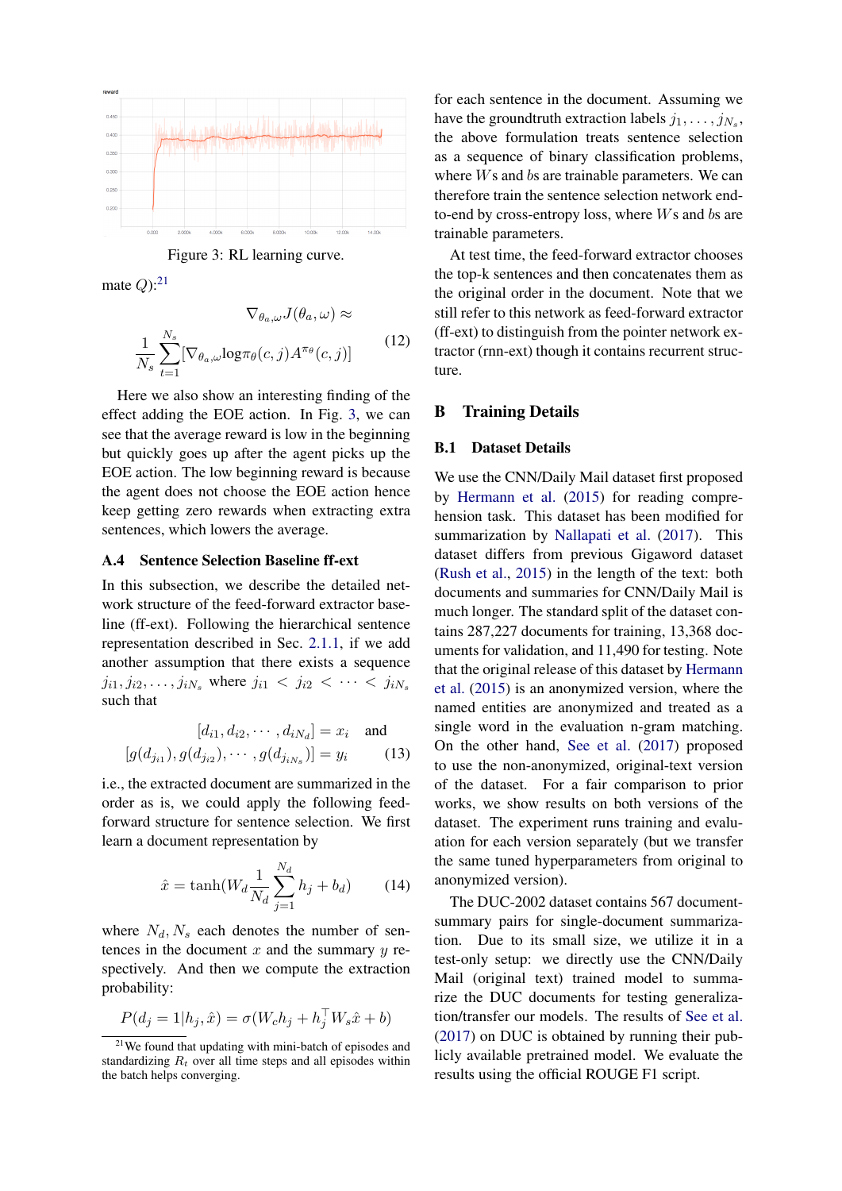Figure 3: RL learning curve.

mate $Q$):[21]

$$\nabla_{\theta_a,\omega} J(\theta_a, \omega) \approx \frac{1}{N_s}\sum_{t=1}^{N_s}[\nabla_{\theta_a,\omega}\log\pi_\theta(c,j)A^{\pi_\theta}(c,j)] \quad (12)$$

Here we also show an interesting finding of the effect adding the EOE action. In Fig. 3, we can see that the average reward is low in the beginning but quickly goes up after the agent picks up the EOE action. The low beginning reward is because the agent does not choose the EOE action hence keep getting zero rewards when extracting extra sentences, which lowers the average.

### A.4 Sentence Selection Baseline ff-ext

In this subsection, we describe the detailed network structure of the feed-forward extractor baseline (ff-ext). Following the hierarchical sentence representation described in Sec. 2.1.1, if we add another assumption that there exists a sequence $j_{i1}, j_{i2}, \ldots, j_{iN_s}$ where $j_{i1} < j_{i2} < \cdots < j_{iN_s}$ such that

$$[d_{i1}, d_{i2}, \cdots, d_{iN_d}] = x_i \quad \text{and}$$
$$[g(d_{j_{i1}}), g(d_{j_{i2}}), \cdots, g(d_{j_{iN_s}})] = y_i \quad (13)$$

i.e., the extracted document are summarized in the order as is, we could apply the following feed-forward structure for sentence selection. We first learn a document representation by

$$\hat{x} = \tanh(W_d \frac{1}{N_d}\sum_{j=1}^{N_d} h_j + b_d) \quad (14)$$

where $N_d, N_s$ each denotes the number of sentences in the document $x$ and the summary $y$ respectively. And then we compute the extraction probability:

$$P(d_j = 1|h_j, \hat{x}) = \sigma(W_c h_j + h_j^\top W_s \hat{x} + b)$$

for each sentence in the document. Assuming we have the groundtruth extraction labels $j_1, \ldots, j_{N_s}$, the above formulation treats sentence selection as a sequence of binary classification problems, where $W$s and $b$s are trainable parameters. We can therefore train the sentence selection network end-to-end by cross-entropy loss, where $W$s and $b$s are trainable parameters.

At test time, the feed-forward extractor chooses the top-k sentences and then concatenates them as the original order in the document. Note that we still refer to this network as feed-forward extractor (ff-ext) to distinguish from the pointer network extractor (rnn-ext) though it contains recurrent structure.

## B Training Details

### B.1 Dataset Details

We use the CNN/Daily Mail dataset first proposed by Hermann et al. (2015) for reading comprehension task. This dataset has been modified for summarization by Nallapati et al. (2017). This dataset differs from previous Gigaword dataset (Rush et al., 2015) in the length of the text: both documents and summaries for CNN/Daily Mail is much longer. The standard split of the dataset contains 287,227 documents for training, 13,368 documents for validation, and 11,490 for testing. Note that the original release of this dataset by Hermann et al. (2015) is an anonymized version, where the named entities are anonymized and treated as a single word in the evaluation n-gram matching. On the other hand, See et al. (2017) proposed to use the non-anonymized, original-text version of the dataset. For a fair comparison to prior works, we show results on both versions of the dataset. The experiment runs training and evaluation for each version separately (but we transfer the same tuned hyperparameters from original to anonymized version).

The DUC-2002 dataset contains 567 document-summary pairs for single-document summarization. Due to its small size, we utilize it in a test-only setup: we directly use the CNN/Daily Mail (original text) trained model to summarize the DUC documents for testing generalization/transfer our models. The results of See et al. (2017) on DUC is obtained by running their publicly available pretrained model. We evaluate the results using the official ROUGE F1 script.

[21] We found that updating with mini-batch of episodes and standardizing $R_t$ over all time steps and all episodes within the batch helps converging.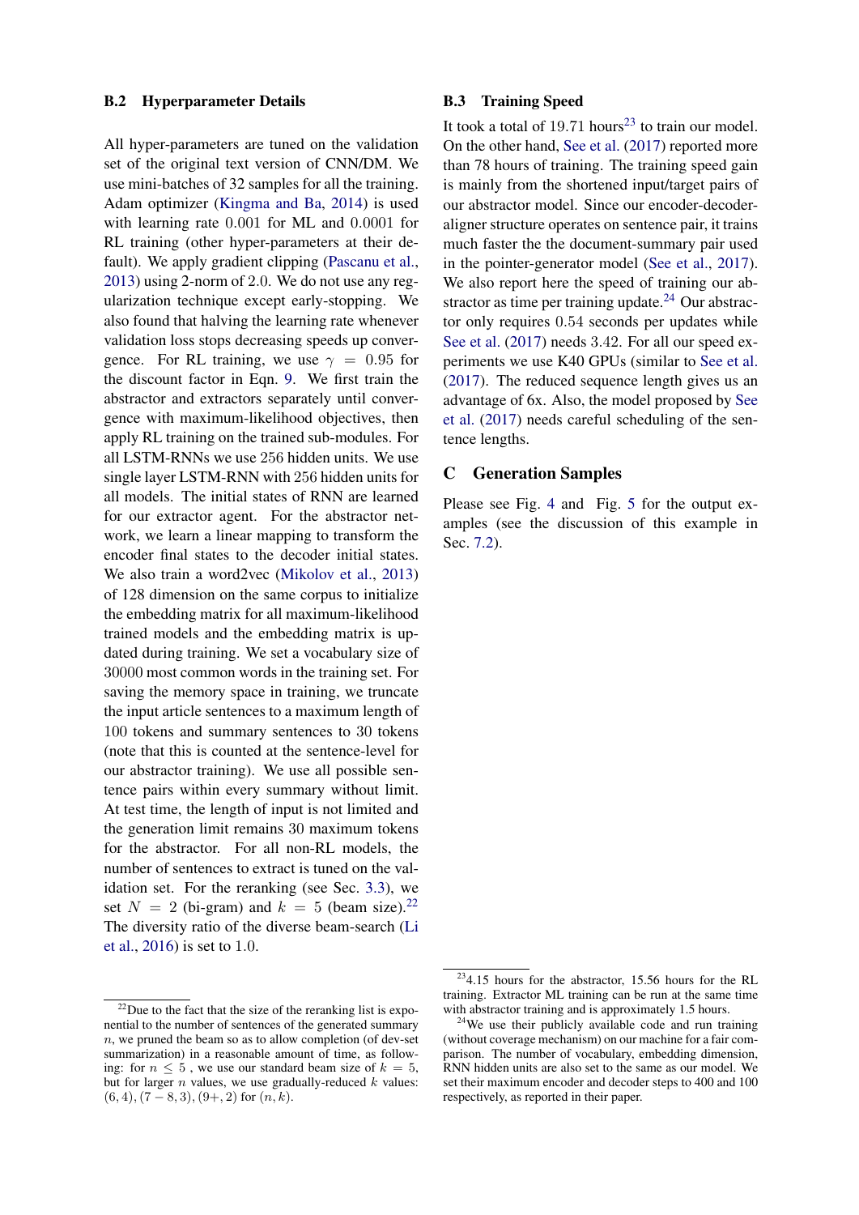### B.2 Hyperparameter Details

All hyper-parameters are tuned on the validation set of the original text version of CNN/DM. We use mini-batches of 32 samples for all the training. Adam optimizer (Kingma and Ba, 2014) is used with learning rate 0.001 for ML and 0.0001 for RL training (other hyper-parameters at their default). We apply gradient clipping (Pascanu et al., 2013) using 2-norm of 2.0. We do not use any regularization technique except early-stopping. We also found that halving the learning rate whenever validation loss stops decreasing speeds up convergence. For RL training, we use $\gamma = 0.95$ for the discount factor in Eqn. 9. We first train the abstractor and extractors separately until convergence with maximum-likelihood objectives, then apply RL training on the trained sub-modules. For all LSTM-RNNs we use 256 hidden units. We use single layer LSTM-RNN with 256 hidden units for all models. The initial states of RNN are learned for our extractor agent. For the abstractor network, we learn a linear mapping to transform the encoder final states to the decoder initial states. We also train a word2vec (Mikolov et al., 2013) of 128 dimension on the same corpus to initialize the embedding matrix for all maximum-likelihood trained models and the embedding matrix is updated during training. We set a vocabulary size of 30000 most common words in the training set. For saving the memory space in training, we truncate the input article sentences to a maximum length of 100 tokens and summary sentences to 30 tokens (note that this is counted at the sentence-level for our abstractor training). We use all possible sentence pairs within every summary without limit. At test time, the length of input is not limited and the generation limit remains 30 maximum tokens for the abstractor. For all non-RL models, the number of sentences to extract is tuned on the validation set. For the reranking (see Sec. 3.3), we set $N = 2$ (bi-gram) and $k = 5$ (beam size).[22] The diversity ratio of the diverse beam-search (Li et al., 2016) is set to 1.0.

### B.3 Training Speed

It took a total of 19.71 hours[23] to train our model. On the other hand, See et al. (2017) reported more than 78 hours of training. The training speed gain is mainly from the shortened input/target pairs of our abstractor model. Since our encoder-decoder-aligner structure operates on sentence pair, it trains much faster the the document-summary pair used in the pointer-generator model (See et al., 2017). We also report here the speed of training our abstractor as time per training update.[24] Our abstractor only requires 0.54 seconds per updates while See et al. (2017) needs 3.42. For all our speed experiments we use K40 GPUs (similar to See et al. (2017). The reduced sequence length gives us an advantage of 6x. Also, the model proposed by See et al. (2017) needs careful scheduling of the sentence lengths.

## C Generation Samples

Please see Fig. 4 and Fig. 5 for the output examples (see the discussion of this example in Sec. 7.2).

[22] Due to the fact that the size of the reranking list is exponential to the number of sentences of the generated summary $n$, we pruned the beam so as to allow completion (of dev-set summarization) in a reasonable amount of time, as following: for $n \leq 5$ , we use our standard beam size of $k = 5$, but for larger $n$ values, we use gradually-reduced $k$ values: $(6, 4), (7-8, 3), (9+, 2)$ for $(n, k)$.

[23] 4.15 hours for the abstractor, 15.56 hours for the RL training. Extractor ML training can be run at the same time with abstractor training and is approximately 1.5 hours.

[24] We use their publicly available code and run training (without coverage mechanism) on our machine for a fair comparison. The number of vocabulary, embedding dimension, RNN hidden units are also set to the same as our model. We set their maximum encoder and decoder steps to 400 and 100 respectively, as reported in their paper.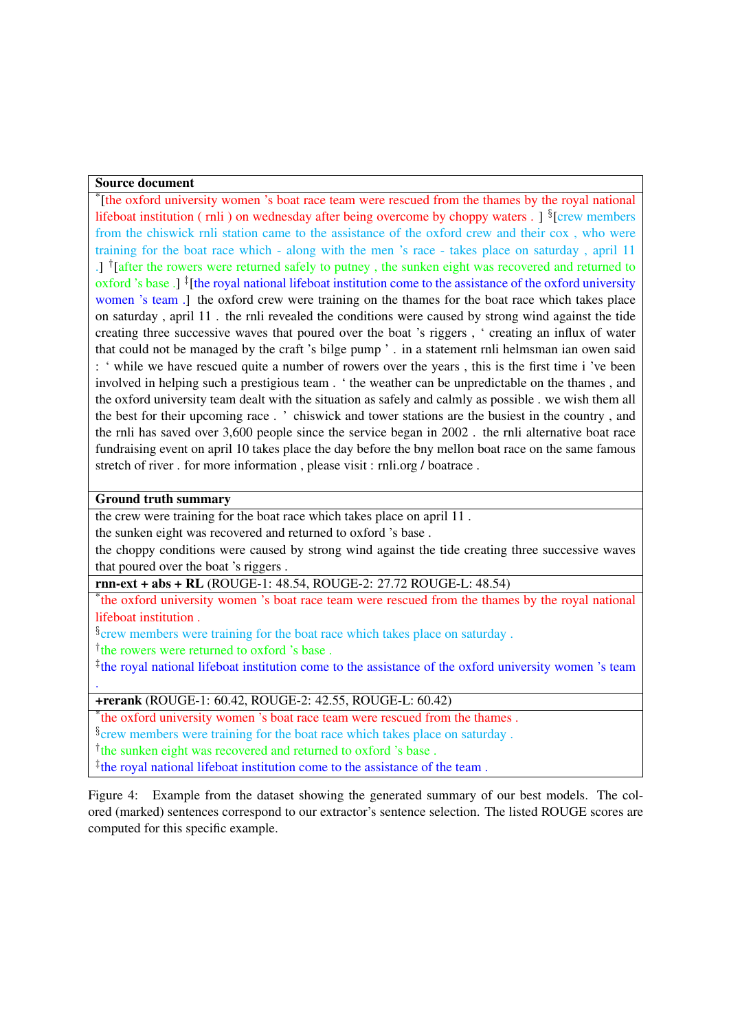| **Source document** |
|---|
| *[the oxford university women 's boat race team were rescued from the thames by the royal national lifeboat institution ( rnli ) on wednesday after being overcome by choppy waters . ] §[crew members from the chiswick rnli station came to the assistance of the oxford crew and their cox , who were training for the boat race which - along with the men 's race - takes place on saturday , april 11 .] †[after the rowers were returned safely to putney , the sunken eight was recovered and returned to oxford 's base .] ‡[the royal national lifeboat institution come to the assistance of the oxford university women 's team .] the oxford crew were training on the thames for the boat race which takes place on saturday , april 11 . the rnli revealed the conditions were caused by strong wind against the tide creating three successive waves that poured over the boat 's riggers , ' creating an influx of water that could not be managed by the craft 's bilge pump ' . in a statement rnli helmsman ian owen said : ' while we have rescued quite a number of rowers over the years , this is the first time i 've been involved in helping such a prestigious team . ' the weather can be unpredictable on the thames , and the oxford university team dealt with the situation as safely and calmly as possible . we wish them all the best for their upcoming race . ' chiswick and tower stations are the busiest in the country , and the rnli has saved over 3,600 people since the service began in 2002 . the rnli alternative boat race fundraising event on april 10 takes place the day before the bny mellon boat race on the same famous stretch of river . for more information , please visit : rnli.org / boatrace . |
| **Ground truth summary** |
| the crew were training for the boat race which takes place on april 11 .<br>the sunken eight was recovered and returned to oxford 's base .<br>the choppy conditions were caused by strong wind against the tide creating three successive waves that poured over the boat 's riggers . |
| **rnn-ext + abs + RL** (ROUGE-1: 48.54, ROUGE-2: 27.72 ROUGE-L: 48.54) |
| *the oxford university women 's boat race team were rescued from the thames by the royal national lifeboat institution .<br>§crew members were training for the boat race which takes place on saturday .<br>†the rowers were returned to oxford 's base .<br>‡the royal national lifeboat institution come to the assistance of the oxford university women 's team . |
| **+rerank** (ROUGE-1: 60.42, ROUGE-2: 42.55, ROUGE-L: 60.42) |
| *the oxford university women 's boat race team were rescued from the thames .<br>§crew members were training for the boat race which takes place on saturday .<br>†the sunken eight was recovered and returned to oxford 's base .<br>‡the royal national lifeboat institution come to the assistance of the team . |

Figure 4: Example from the dataset showing the generated summary of our best models. The colored (marked) sentences correspond to our extractor's sentence selection. The listed ROUGE scores are computed for this specific example.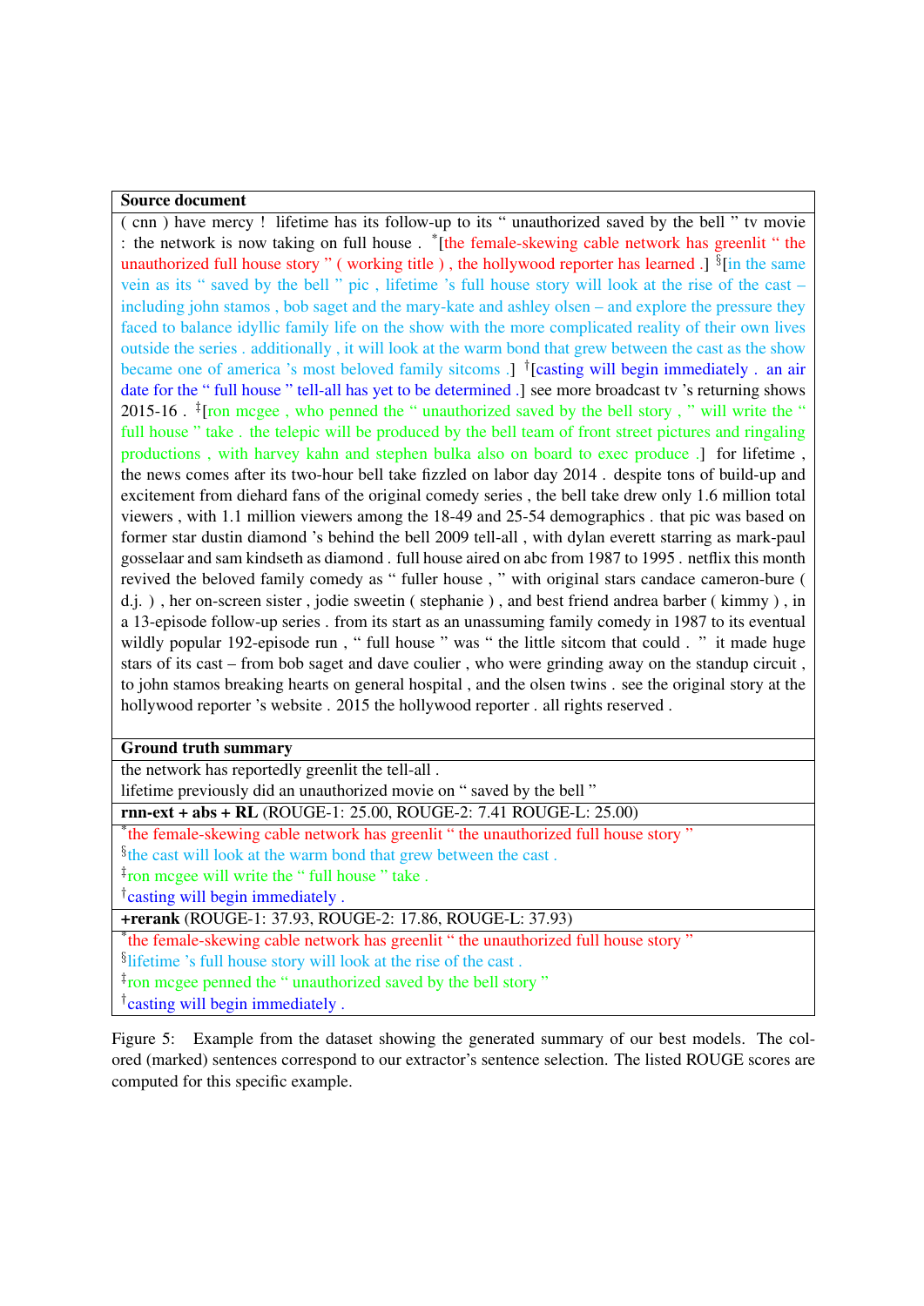**Source document**

( cnn ) have mercy ! lifetime has its follow-up to its " unauthorized saved by the bell " tv movie : the network is now taking on full house . *[the female-skewing cable network has greenlit " the unauthorized full house story " ( working title ) , the hollywood reporter has learned .] §[in the same vein as its " saved by the bell " pic , lifetime 's full house story will look at the rise of the cast – including john stamos , bob saget and the mary-kate and ashley olsen – and explore the pressure they faced to balance idyllic family life on the show with the more complicated reality of their own lives outside the series . additionally , it will look at the warm bond that grew between the cast as the show became one of america 's most beloved family sitcoms .] †[casting will begin immediately . an air date for the " full house " tell-all has yet to be determined .] see more broadcast tv 's returning shows 2015-16 . ‡[ron mcgee , who penned the " unauthorized saved by the bell story , " will write the " full house " take . the telepic will be produced by the bell team of front street pictures and ringaling productions , with harvey kahn and stephen bulka also on board to exec produce .] for lifetime , the news comes after its two-hour bell take fizzled on labor day 2014 . despite tons of build-up and excitement from diehard fans of the original comedy series , the bell take drew only 1.6 million total viewers , with 1.1 million viewers among the 18-49 and 25-54 demographics . that pic was based on former star dustin diamond 's behind the bell 2009 tell-all , with dylan everett starring as mark-paul gosselaar and sam kindseth as diamond . full house aired on abc from 1987 to 1995 . netflix this month revived the beloved family comedy as " fuller house , " with original stars candace cameron-bure ( d.j. ) , her on-screen sister , jodie sweetin ( stephanie ) , and best friend andrea barber ( kimmy ) , in a 13-episode follow-up series . from its start as an unassuming family comedy in 1987 to its eventual wildly popular 192-episode run , " full house " was " the little sitcom that could . " it made huge stars of its cast – from bob saget and dave coulier , who were grinding away on the standup circuit , to john stamos breaking hearts on general hospital , and the olsen twins . see the original story at the hollywood reporter 's website . 2015 the hollywood reporter . all rights reserved .

**Ground truth summary**

the network has reportedly greenlit the tell-all .
lifetime previously did an unauthorized movie on " saved by the bell "

**rnn-ext + abs + RL** (ROUGE-1: 25.00, ROUGE-2: 7.41 ROUGE-L: 25.00)

*the female-skewing cable network has greenlit " the unauthorized full house story "
§the cast will look at the warm bond that grew between the cast .
‡ron mcgee will write the " full house " take .
†casting will begin immediately .

**+rerank** (ROUGE-1: 37.93, ROUGE-2: 17.86, ROUGE-L: 37.93)

*the female-skewing cable network has greenlit " the unauthorized full house story "
§lifetime 's full house story will look at the rise of the cast .
‡ron mcgee penned the " unauthorized saved by the bell story "
†casting will begin immediately .

Figure 5: Example from the dataset showing the generated summary of our best models. The colored (marked) sentences correspond to our extractor's sentence selection. The listed ROUGE scores are computed for this specific example.